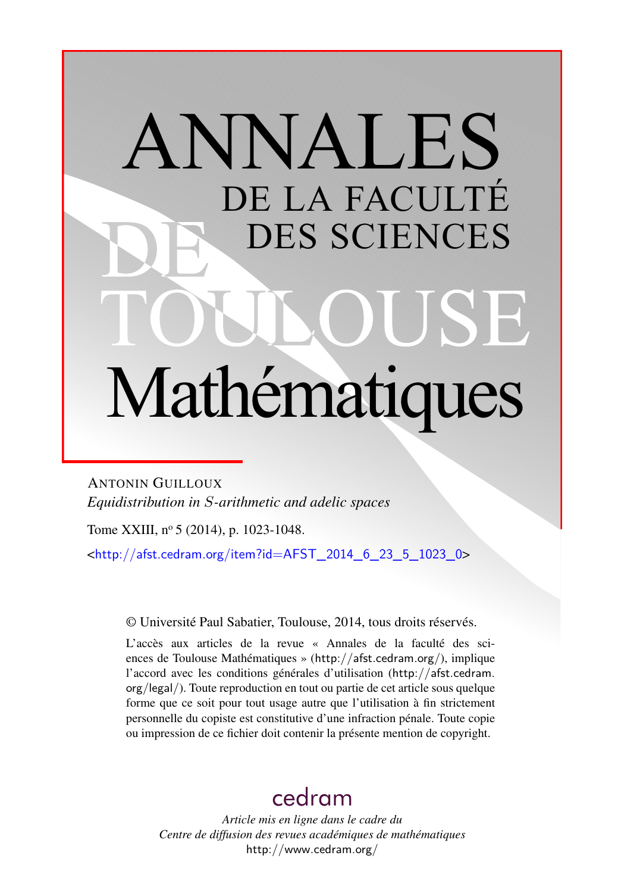# ANNALES DE LA FACULTÉ DES SCIENCES DE TOULOUSE Mathématiques

ANTONIN GUILLOUX

*Equidistribution in $S$-arithmetic and adelic spaces*

Tome XXIII, nº 5 (2014), p. 1023-1048.

<http://afst.cedram.org/item?id=AFST_2014_6_23_5_1023_0>

© Université Paul Sabatier, Toulouse, 2014, tous droits réservés.

L'accès aux articles de la revue « Annales de la faculté des sciences de Toulouse Mathématiques » (http://afst.cedram.org/), implique l'accord avec les conditions générales d'utilisation (http://afst.cedram.org/legal/). Toute reproduction en tout ou partie de cet article sous quelque forme que ce soit pour tout usage autre que l'utilisation à fin strictement personnelle du copiste est constitutive d'une infraction pénale. Toute copie ou impression de ce fichier doit contenir la présente mention de copyright.

cedram

*Article mis en ligne dans le cadre du*
*Centre de diffusion des revues académiques de mathématiques*
http://www.cedram.org/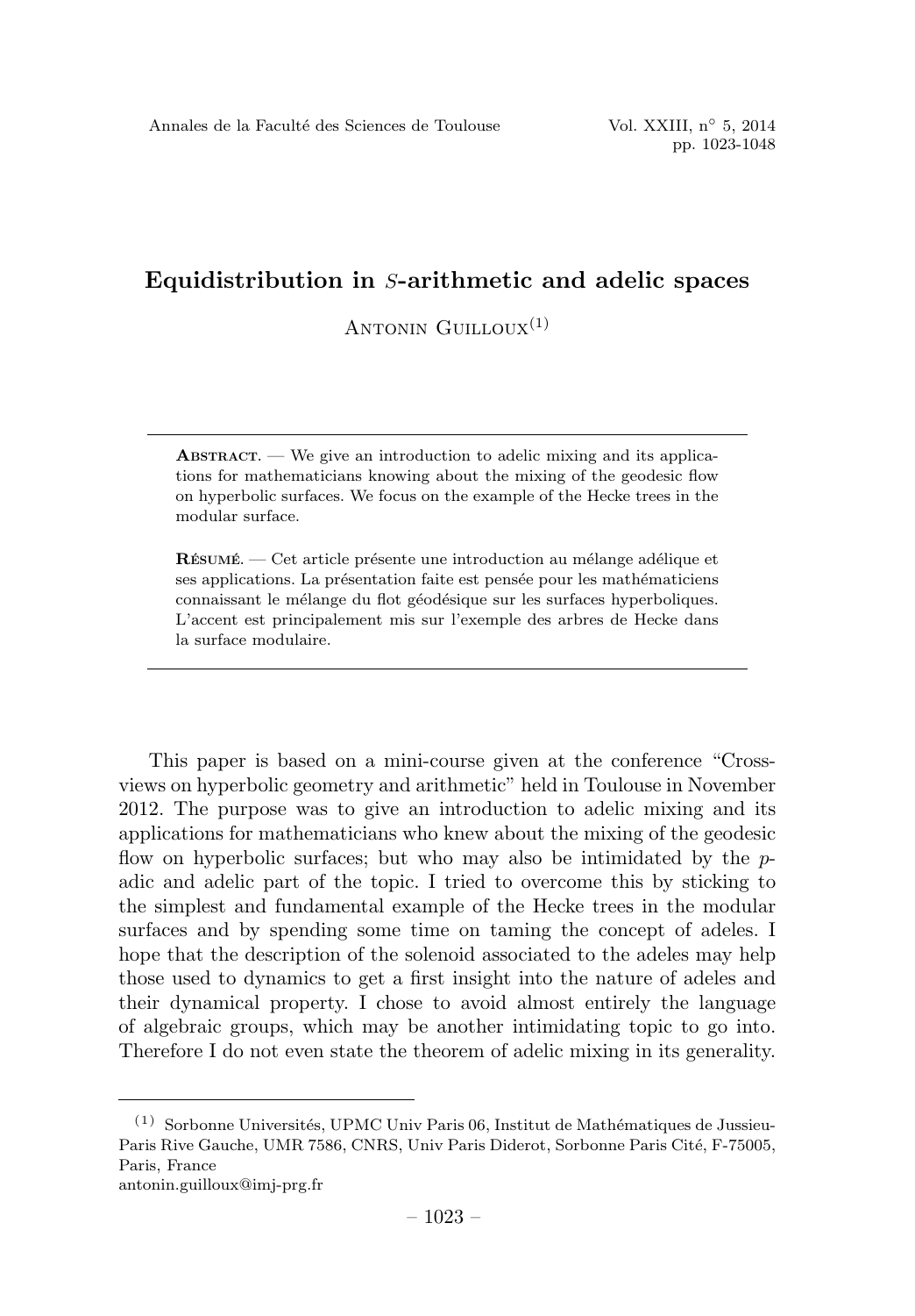# Equidistribution in $S$-arithmetic and adelic spaces

Antonin Guilloux[(1)]

---

**Abstract.** — We give an introduction to adelic mixing and its applications for mathematicians knowing about the mixing of the geodesic flow on hyperbolic surfaces. We focus on the example of the Hecke trees in the modular surface.

**Résumé.** — Cet article présente une introduction au mélange adélique et ses applications. La présentation faite est pensée pour les mathématiciens connaissant le mélange du flot géodésique sur les surfaces hyperboliques. L'accent est principalement mis sur l'exemple des arbres de Hecke dans la surface modulaire.

---

This paper is based on a mini-course given at the conference "Cross-views on hyperbolic geometry and arithmetic" held in Toulouse in November 2012. The purpose was to give an introduction to adelic mixing and its applications for mathematicians who knew about the mixing of the geodesic flow on hyperbolic surfaces; but who may also be intimidated by the $p$-adic and adelic part of the topic. I tried to overcome this by sticking to the simplest and fundamental example of the Hecke trees in the modular surfaces and by spending some time on taming the concept of adeles. I hope that the description of the solenoid associated to the adeles may help those used to dynamics to get a first insight into the nature of adeles and their dynamical property. I chose to avoid almost entirely the language of algebraic groups, which may be another intimidating topic to go into. Therefore I do not even state the theorem of adelic mixing in its generality.

---

[(1)] Sorbonne Universités, UPMC Univ Paris 06, Institut de Mathématiques de Jussieu-Paris Rive Gauche, UMR 7586, CNRS, Univ Paris Diderot, Sorbonne Paris Cité, F-75005, Paris, France
antonin.guilloux@imj-prg.fr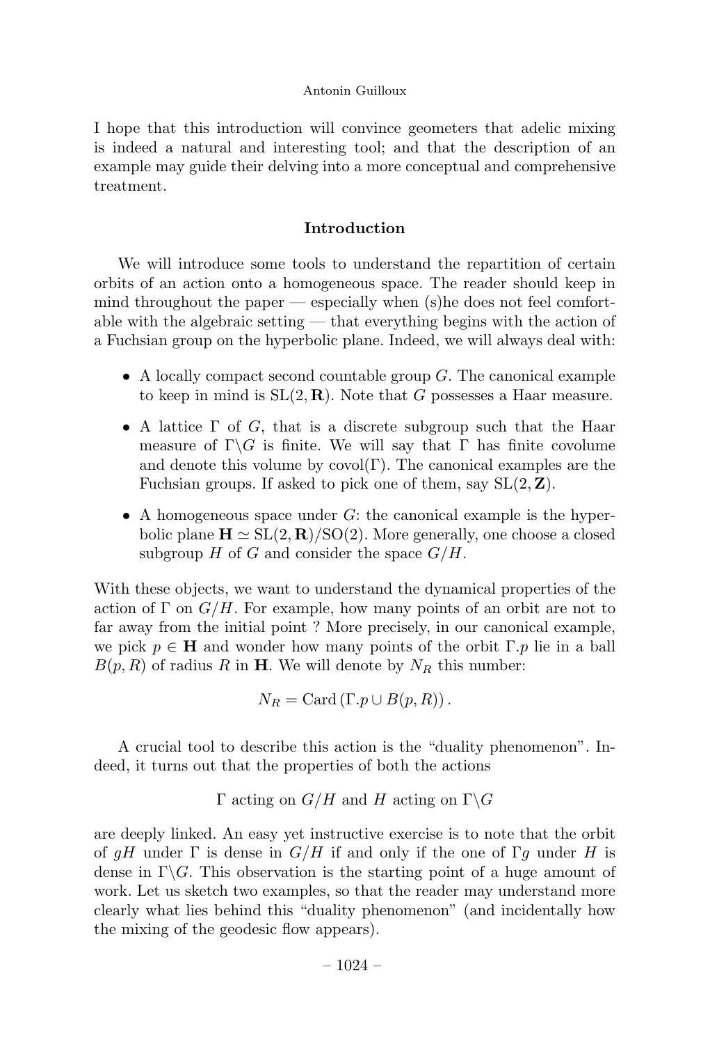I hope that this introduction will convince geometers that adelic mixing is indeed a natural and interesting tool; and that the description of an example may guide their delving into a more conceptual and comprehensive treatment.

## Introduction

We will introduce some tools to understand the repartition of certain orbits of an action onto a homogeneous space. The reader should keep in mind throughout the paper — especially when (s)he does not feel comfortable with the algebraic setting — that everything begins with the action of a Fuchsian group on the hyperbolic plane. Indeed, we will always deal with:

- A locally compact second countable group $G$. The canonical example to keep in mind is $\mathrm{SL}(2, \mathbf{R})$. Note that $G$ possesses a Haar measure.
- A lattice $\Gamma$ of $G$, that is a discrete subgroup such that the Haar measure of $\Gamma\backslash G$ is finite. We will say that $\Gamma$ has finite covolume and denote this volume by $\mathrm{covol}(\Gamma)$. The canonical examples are the Fuchsian groups. If asked to pick one of them, say $\mathrm{SL}(2, \mathbf{Z})$.
- A homogeneous space under $G$: the canonical example is the hyperbolic plane $\mathbf{H} \simeq \mathrm{SL}(2, \mathbf{R})/\mathrm{SO}(2)$. More generally, one choose a closed subgroup $H$ of $G$ and consider the space $G/H$.

With these objects, we want to understand the dynamical properties of the action of $\Gamma$ on $G/H$. For example, how many points of an orbit are not to far away from the initial point ? More precisely, in our canonical example, we pick $p \in \mathbf{H}$ and wonder how many points of the orbit $\Gamma.p$ lie in a ball $B(p, R)$ of radius $R$ in $\mathbf{H}$. We will denote by $N_R$ this number:

$$N_R = \mathrm{Card}\left(\Gamma.p \cup B(p, R)\right).$$

A crucial tool to describe this action is the "duality phenomenon". Indeed, it turns out that the properties of both the actions

$$\Gamma \text{ acting on } G/H \text{ and } H \text{ acting on } \Gamma\backslash G$$

are deeply linked. An easy yet instructive exercise is to note that the orbit of $gH$ under $\Gamma$ is dense in $G/H$ if and only if the one of $\Gamma g$ under $H$ is dense in $\Gamma\backslash G$. This observation is the starting point of a huge amount of work. Let us sketch two examples, so that the reader may understand more clearly what lies behind this "duality phenomenon" (and incidentally how the mixing of the geodesic flow appears).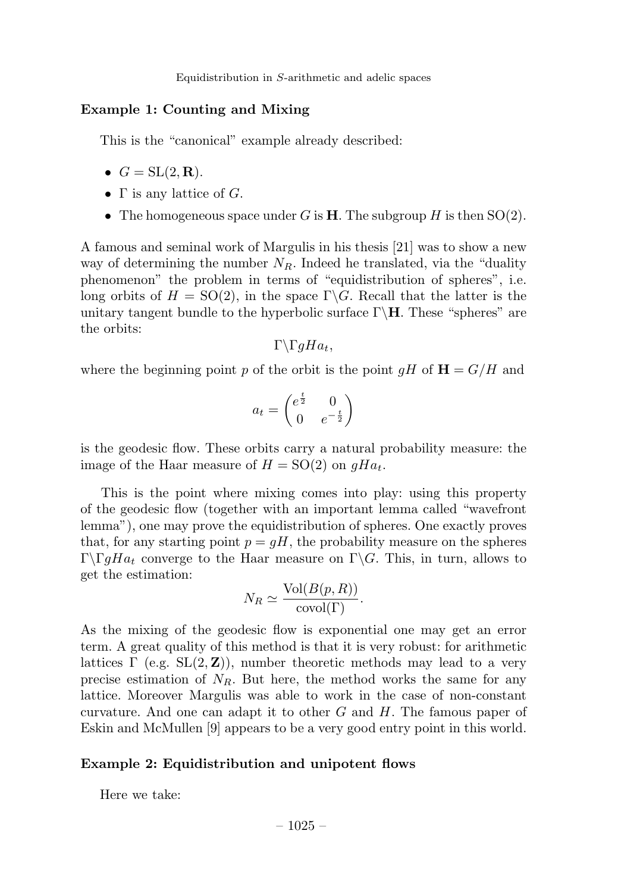**Example 1: Counting and Mixing**

This is the "canonical" example already described:

- $G = \mathrm{SL}(2, \mathbf{R})$.
- $\Gamma$ is any lattice of $G$.
- The homogeneous space under $G$ is $\mathbf{H}$. The subgroup $H$ is then $\mathrm{SO}(2)$.

A famous and seminal work of Margulis in his thesis [21] was to show a new way of determining the number $N_R$. Indeed he translated, via the "duality phenomenon" the problem in terms of "equidistribution of spheres", i.e. long orbits of $H = \mathrm{SO}(2)$, in the space $\Gamma\backslash G$. Recall that the latter is the unitary tangent bundle to the hyperbolic surface $\Gamma\backslash\mathbf{H}$. These "spheres" are the orbits:

$$\Gamma\backslash\Gamma g H a_t,$$

where the beginning point $p$ of the orbit is the point $gH$ of $\mathbf{H} = G/H$ and

$$a_t = \begin{pmatrix} e^{\frac{t}{2}} & 0 \\ 0 & e^{-\frac{t}{2}} \end{pmatrix}$$

is the geodesic flow. These orbits carry a natural probability measure: the image of the Haar measure of $H = \mathrm{SO}(2)$ on $gHa_t$.

This is the point where mixing comes into play: using this property of the geodesic flow (together with an important lemma called "wavefront lemma"), one may prove the equidistribution of spheres. One exactly proves that, for any starting point $p = gH$, the probability measure on the spheres $\Gamma\backslash\Gamma g H a_t$ converge to the Haar measure on $\Gamma\backslash G$. This, in turn, allows to get the estimation:

$$N_R \simeq \frac{\mathrm{Vol}(B(p, R))}{\mathrm{covol}(\Gamma)}.$$

As the mixing of the geodesic flow is exponential one may get an error term. A great quality of this method is that it is very robust: for arithmetic lattices $\Gamma$ (e.g. $\mathrm{SL}(2, \mathbf{Z})$), number theoretic methods may lead to a very precise estimation of $N_R$. But here, the method works the same for any lattice. Moreover Margulis was able to work in the case of non-constant curvature. And one can adapt it to other $G$ and $H$. The famous paper of Eskin and McMullen [9] appears to be a very good entry point in this world.

**Example 2: Equidistribution and unipotent flows**

Here we take: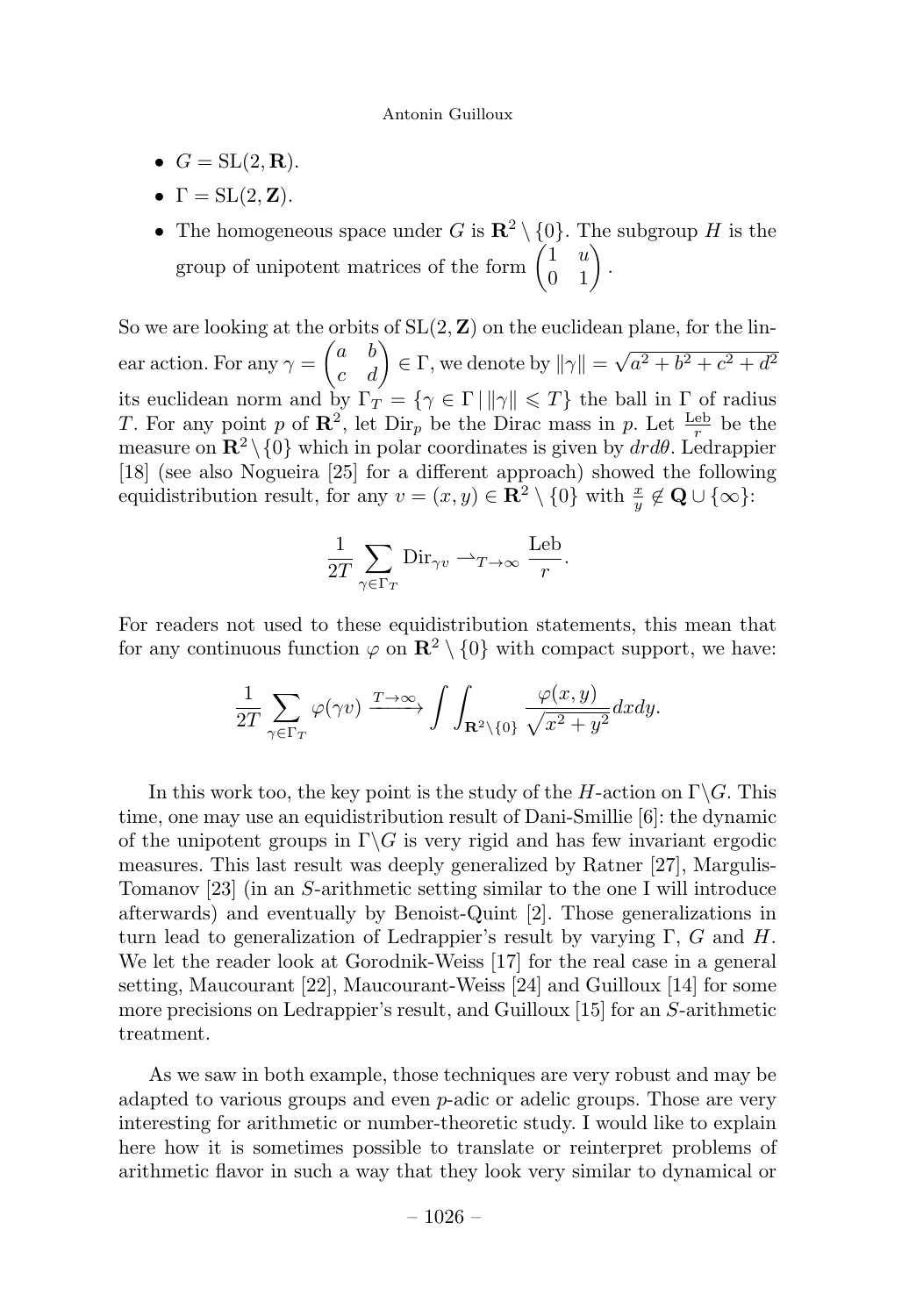- $G = \mathrm{SL}(2, \mathbf{R})$.
- $\Gamma = \mathrm{SL}(2, \mathbf{Z})$.
- The homogeneous space under $G$ is $\mathbf{R}^2 \setminus \{0\}$. The subgroup $H$ is the group of unipotent matrices of the form $\begin{pmatrix} 1 & u \\ 0 & 1 \end{pmatrix}$.

So we are looking at the orbits of $\mathrm{SL}(2, \mathbf{Z})$ on the euclidean plane, for the linear action. For any $\gamma = \begin{pmatrix} a & b \\ c & d \end{pmatrix} \in \Gamma$, we denote by $\|\gamma\| = \sqrt{a^2 + b^2 + c^2 + d^2}$ its euclidean norm and by $\Gamma_T = \{\gamma \in \Gamma \,|\, \|\gamma\| \leqslant T\}$ the ball in $\Gamma$ of radius $T$. For any point $p$ of $\mathbf{R}^2$, let $\mathrm{Dir}_p$ be the Dirac mass in $p$. Let $\frac{\mathrm{Leb}}{r}$ be the measure on $\mathbf{R}^2 \setminus \{0\}$ which in polar coordinates is given by $dr d\theta$. Ledrappier [18] (see also Nogueira [25] for a different approach) showed the following equidistribution result, for any $v = (x, y) \in \mathbf{R}^2 \setminus \{0\}$ with $\frac{x}{y} \notin \mathbf{Q} \cup \{\infty\}$:

$$\frac{1}{2T} \sum_{\gamma \in \Gamma_T} \mathrm{Dir}_{\gamma v} \rightharpoonup_{T \to \infty} \frac{\mathrm{Leb}}{r}.$$

For readers not used to these equidistribution statements, this mean that for any continuous function $\varphi$ on $\mathbf{R}^2 \setminus \{0\}$ with compact support, we have:

$$\frac{1}{2T} \sum_{\gamma \in \Gamma_T} \varphi(\gamma v) \xrightarrow{T \to \infty} \int\int_{\mathbf{R}^2 \setminus \{0\}} \frac{\varphi(x, y)}{\sqrt{x^2 + y^2}} dx dy.$$

In this work too, the key point is the study of the $H$-action on $\Gamma \backslash G$. This time, one may use an equidistribution result of Dani-Smillie [6]: the dynamic of the unipotent groups in $\Gamma \backslash G$ is very rigid and has few invariant ergodic measures. This last result was deeply generalized by Ratner [27], Margulis-Tomanov [23] (in an $S$-arithmetic setting similar to the one I will introduce afterwards) and eventually by Benoist-Quint [2]. Those generalizations in turn lead to generalization of Ledrappier's result by varying $\Gamma$, $G$ and $H$. We let the reader look at Gorodnik-Weiss [17] for the real case in a general setting, Maucourant [22], Maucourant-Weiss [24] and Guilloux [14] for some more precisions on Ledrappier's result, and Guilloux [15] for an $S$-arithmetic treatment.

As we saw in both example, those techniques are very robust and may be adapted to various groups and even $p$-adic or adelic groups. Those are very interesting for arithmetic or number-theoretic study. I would like to explain here how it is sometimes possible to translate or reinterpret problems of arithmetic flavor in such a way that they look very similar to dynamical or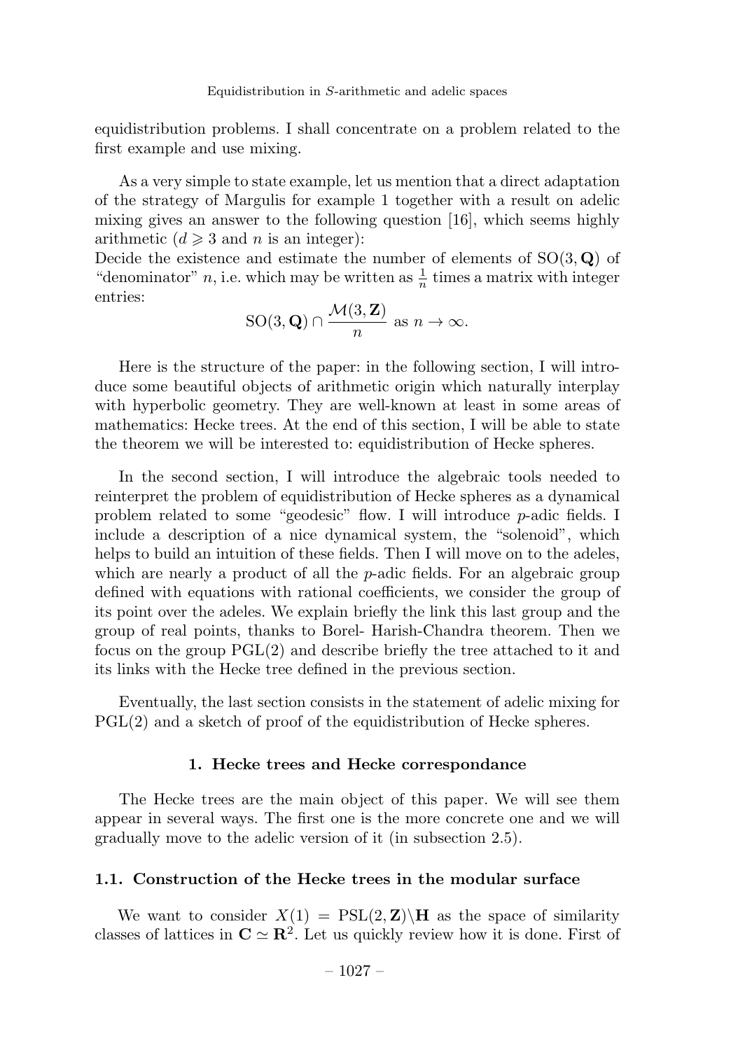equidistribution problems. I shall concentrate on a problem related to the first example and use mixing.

As a very simple to state example, let us mention that a direct adaptation of the strategy of Margulis for example 1 together with a result on adelic mixing gives an answer to the following question [16], which seems highly arithmetic ($d \geqslant 3$ and $n$ is an integer):
Decide the existence and estimate the number of elements of $\mathrm{SO}(3, \mathbf{Q})$ of "denominator" $n$, i.e. which may be written as $\frac{1}{n}$ times a matrix with integer entries:

$$\mathrm{SO}(3, \mathbf{Q}) \cap \frac{\mathcal{M}(3, \mathbf{Z})}{n} \text{ as } n \to \infty.$$

Here is the structure of the paper: in the following section, I will introduce some beautiful objects of arithmetic origin which naturally interplay with hyperbolic geometry. They are well-known at least in some areas of mathematics: Hecke trees. At the end of this section, I will be able to state the theorem we will be interested to: equidistribution of Hecke spheres.

In the second section, I will introduce the algebraic tools needed to reinterpret the problem of equidistribution of Hecke spheres as a dynamical problem related to some "geodesic" flow. I will introduce $p$-adic fields. I include a description of a nice dynamical system, the "solenoid", which helps to build an intuition of these fields. Then I will move on to the adeles, which are nearly a product of all the $p$-adic fields. For an algebraic group defined with equations with rational coefficients, we consider the group of its point over the adeles. We explain briefly the link this last group and the group of real points, thanks to Borel- Harish-Chandra theorem. Then we focus on the group $\mathrm{PGL}(2)$ and describe briefly the tree attached to it and its links with the Hecke tree defined in the previous section.

Eventually, the last section consists in the statement of adelic mixing for $\mathrm{PGL}(2)$ and a sketch of proof of the equidistribution of Hecke spheres.

## 1. Hecke trees and Hecke correspondance

The Hecke trees are the main object of this paper. We will see them appear in several ways. The first one is the more concrete one and we will gradually move to the adelic version of it (in subsection 2.5).

### 1.1. Construction of the Hecke trees in the modular surface

We want to consider $X(1) = \mathrm{PSL}(2, \mathbf{Z}) \backslash \mathbf{H}$ as the space of similarity classes of lattices in $\mathbf{C} \simeq \mathbf{R}^2$. Let us quickly review how it is done. First of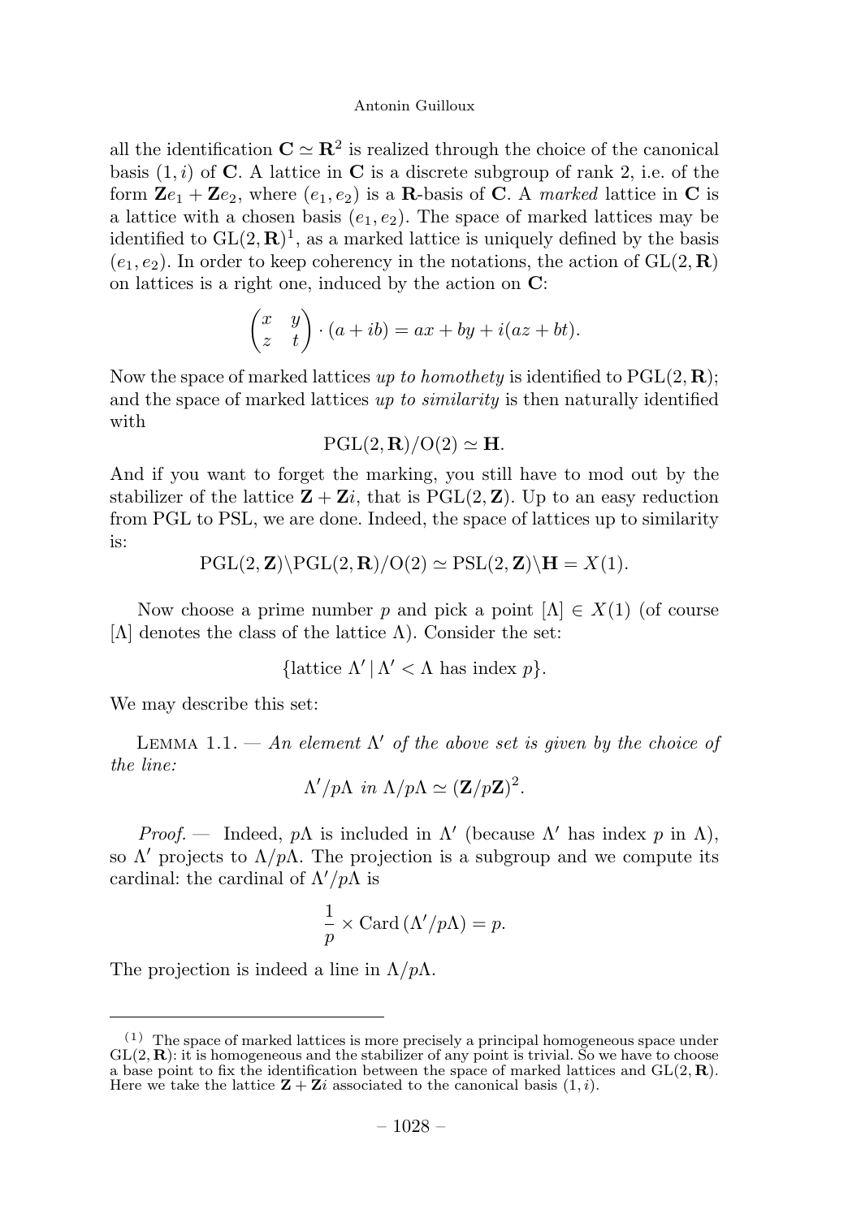all the identification $\mathbf{C} \simeq \mathbf{R}^2$ is realized through the choice of the canonical basis $(1, i)$ of $\mathbf{C}$. A lattice in $\mathbf{C}$ is a discrete subgroup of rank 2, i.e. of the form $\mathbf{Z}e_1 + \mathbf{Z}e_2$, where $(e_1, e_2)$ is a $\mathbf{R}$-basis of $\mathbf{C}$. A *marked* lattice in $\mathbf{C}$ is a lattice with a chosen basis $(e_1, e_2)$. The space of marked lattices may be identified to $\mathrm{GL}(2, \mathbf{R})$[1], as a marked lattice is uniquely defined by the basis $(e_1, e_2)$. In order to keep coherency in the notations, the action of $\mathrm{GL}(2, \mathbf{R})$ on lattices is a right one, induced by the action on $\mathbf{C}$:

$$\begin{pmatrix} x & y \\ z & t \end{pmatrix} \cdot (a + ib) = ax + by + i(az + bt).$$

Now the space of marked lattices *up to homothety* is identified to $\mathrm{PGL}(2, \mathbf{R})$; and the space of marked lattices *up to similarity* is then naturally identified with

$$\mathrm{PGL}(2, \mathbf{R})/\mathrm{O}(2) \simeq \mathbf{H}.$$

And if you want to forget the marking, you still have to mod out by the stabilizer of the lattice $\mathbf{Z} + \mathbf{Z}i$, that is $\mathrm{PGL}(2, \mathbf{Z})$. Up to an easy reduction from PGL to PSL, we are done. Indeed, the space of lattices up to similarity is:

$$\mathrm{PGL}(2, \mathbf{Z})\backslash\mathrm{PGL}(2, \mathbf{R})/\mathrm{O}(2) \simeq \mathrm{PSL}(2, \mathbf{Z})\backslash\mathbf{H} = X(1).$$

Now choose a prime number $p$ and pick a point $[\Lambda] \in X(1)$ (of course $[\Lambda]$ denotes the class of the lattice $\Lambda$). Consider the set:

$$\{\text{lattice } \Lambda' \,|\, \Lambda' < \Lambda \text{ has index } p\}.$$

We may describe this set:

Lemma 1.1. — *An element $\Lambda'$ of the above set is given by the choice of the line:*

$$\Lambda'/p\Lambda \text{ in } \Lambda/p\Lambda \simeq (\mathbf{Z}/p\mathbf{Z})^2.$$

*Proof.* — Indeed, $p\Lambda$ is included in $\Lambda'$ (because $\Lambda'$ has index $p$ in $\Lambda$), so $\Lambda'$ projects to $\Lambda/p\Lambda$. The projection is a subgroup and we compute its cardinal: the cardinal of $\Lambda'/p\Lambda$ is

$$\frac{1}{p} \times \mathrm{Card}\,(\Lambda'/p\Lambda) = p.$$

The projection is indeed a line in $\Lambda/p\Lambda$.

[1] The space of marked lattices is more precisely a principal homogeneous space under $\mathrm{GL}(2, \mathbf{R})$: it is homogeneous and the stabilizer of any point is trivial. So we have to choose a base point to fix the identification between the space of marked lattices and $\mathrm{GL}(2, \mathbf{R})$. Here we take the lattice $\mathbf{Z} + \mathbf{Z}i$ associated to the canonical basis $(1, i)$.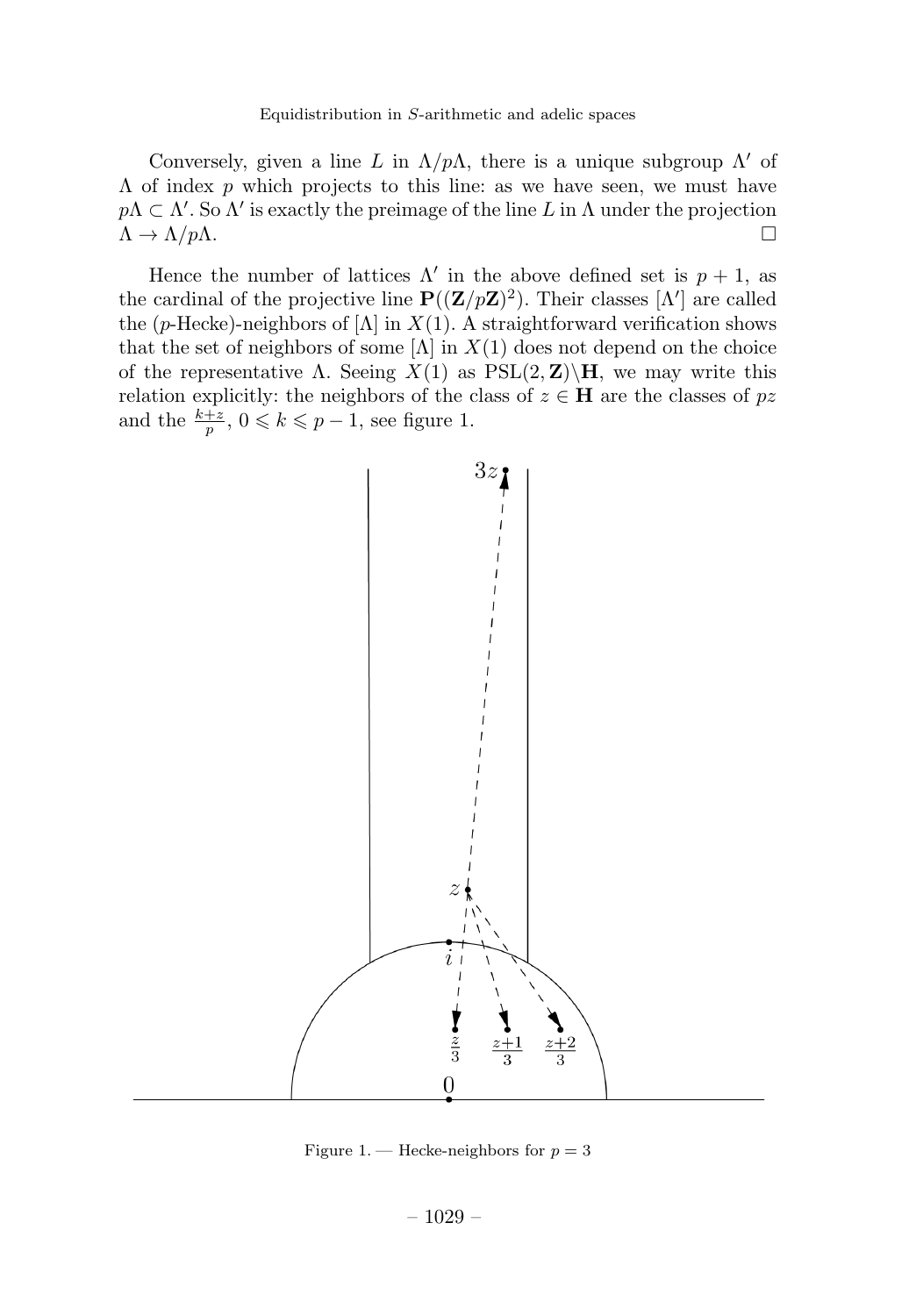Conversely, given a line $L$ in $\Lambda/p\Lambda$, there is a unique subgroup $\Lambda'$ of $\Lambda$ of index $p$ which projects to this line: as we have seen, we must have $p\Lambda \subset \Lambda'$. So $\Lambda'$ is exactly the preimage of the line $L$ in $\Lambda$ under the projection $\Lambda \to \Lambda/p\Lambda$. $\square$

Hence the number of lattices $\Lambda'$ in the above defined set is $p+1$, as the cardinal of the projective line $\mathbf{P}((\mathbf{Z}/p\mathbf{Z})^2)$. Their classes $[\Lambda']$ are called the ($p$-Hecke)-neighbors of $[\Lambda]$ in $X(1)$. A straightforward verification shows that the set of neighbors of some $[\Lambda]$ in $X(1)$ does not depend on the choice of the representative $\Lambda$. Seeing $X(1)$ as $\mathrm{PSL}(2,\mathbf{Z})\backslash\mathbf{H}$, we may write this relation explicitly: the neighbors of the class of $z \in \mathbf{H}$ are the classes of $pz$ and the $\frac{k+z}{p}$, $0 \leqslant k \leqslant p-1$, see figure 1.

Figure 1. — Hecke-neighbors for $p = 3$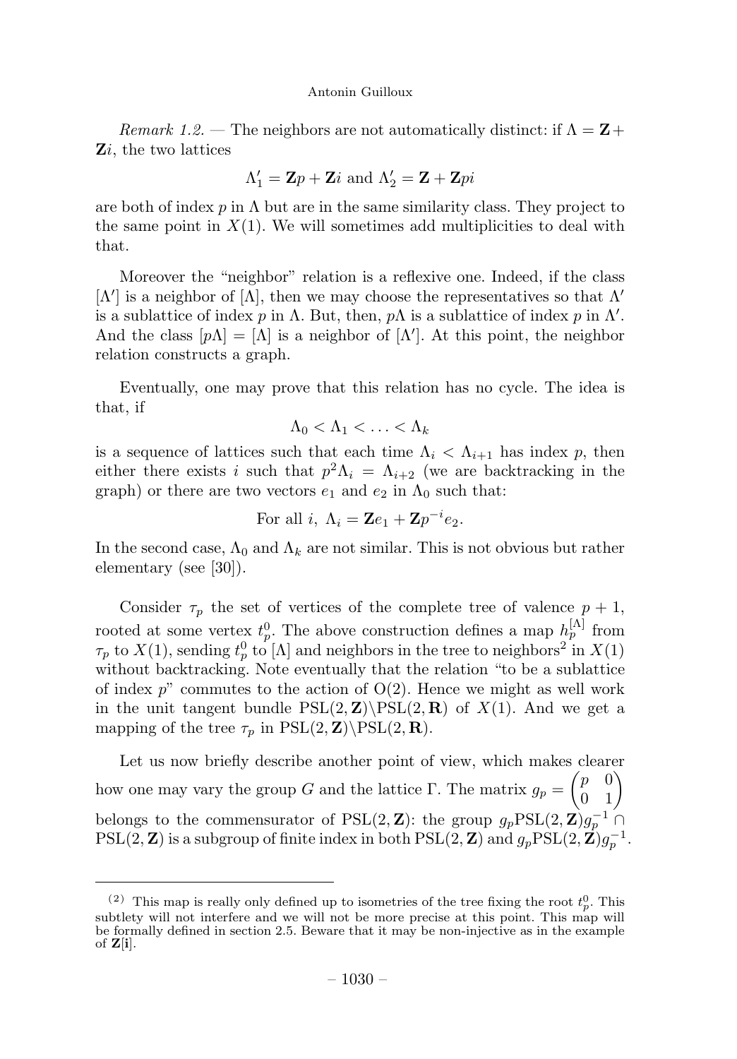*Remark 1.2.* — The neighbors are not automatically distinct: if $\Lambda = \mathbf{Z} + \mathbf{Z}i$, the two lattices

$$\Lambda_1' = \mathbf{Z}p + \mathbf{Z}i \text{ and } \Lambda_2' = \mathbf{Z} + \mathbf{Z}pi$$

are both of index $p$ in $\Lambda$ but are in the same similarity class. They project to the same point in $X(1)$. We will sometimes add multiplicities to deal with that.

Moreover the "neighbor" relation is a reflexive one. Indeed, if the class $[\Lambda']$ is a neighbor of $[\Lambda]$, then we may choose the representatives so that $\Lambda'$ is a sublattice of index $p$ in $\Lambda$. But, then, $p\Lambda$ is a sublattice of index $p$ in $\Lambda'$. And the class $[p\Lambda] = [\Lambda]$ is a neighbor of $[\Lambda']$. At this point, the neighbor relation constructs a graph.

Eventually, one may prove that this relation has no cycle. The idea is that, if

$$\Lambda_0 < \Lambda_1 < \ldots < \Lambda_k$$

is a sequence of lattices such that each time $\Lambda_i < \Lambda_{i+1}$ has index $p$, then either there exists $i$ such that $p^2\Lambda_i = \Lambda_{i+2}$ (we are backtracking in the graph) or there are two vectors $e_1$ and $e_2$ in $\Lambda_0$ such that:

$$\text{For all } i,\ \Lambda_i = \mathbf{Z}e_1 + \mathbf{Z}p^{-i}e_2.$$

In the second case, $\Lambda_0$ and $\Lambda_k$ are not similar. This is not obvious but rather elementary (see [30]).

Consider $\tau_p$ the set of vertices of the complete tree of valence $p+1$, rooted at some vertex $t_p^0$. The above construction defines a map $h_p^{[\Lambda]}$ from $\tau_p$ to $X(1)$, sending $t_p^0$ to $[\Lambda]$ and neighbors in the tree to neighbors[2] in $X(1)$ without backtracking. Note eventually that the relation "to be a sublattice of index $p$" commutes to the action of $\mathrm{O}(2)$. Hence we might as well work in the unit tangent bundle $\mathrm{PSL}(2,\mathbf{Z})\backslash\mathrm{PSL}(2,\mathbf{R})$ of $X(1)$. And we get a mapping of the tree $\tau_p$ in $\mathrm{PSL}(2,\mathbf{Z})\backslash\mathrm{PSL}(2,\mathbf{R})$.

Let us now briefly describe another point of view, which makes clearer how one may vary the group $G$ and the lattice $\Gamma$. The matrix $g_p = \begin{pmatrix} p & 0 \\ 0 & 1 \end{pmatrix}$ belongs to the commensurator of $\mathrm{PSL}(2,\mathbf{Z})$: the group $g_p\mathrm{PSL}(2,\mathbf{Z})g_p^{-1} \cap \mathrm{PSL}(2,\mathbf{Z})$ is a subgroup of finite index in both $\mathrm{PSL}(2,\mathbf{Z})$ and $g_p\mathrm{PSL}(2,\mathbf{Z})g_p^{-1}$.

---

(2) This map is really only defined up to isometries of the tree fixing the root $t_p^0$. This subtlety will not interfere and we will not be more precise at this point. This map will be formally defined in section 2.5. Beware that it may be non-injective as in the example of $\mathbf{Z}[\mathbf{i}]$.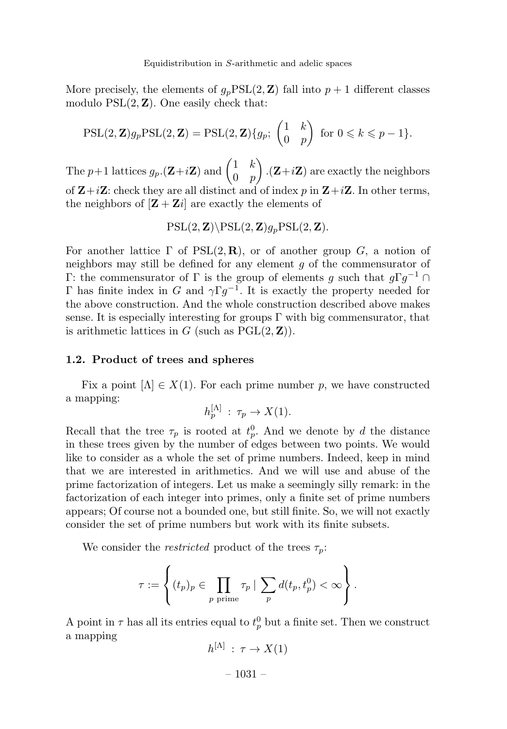More precisely, the elements of $g_p\mathrm{PSL}(2,\mathbf{Z})$ fall into $p+1$ different classes modulo $\mathrm{PSL}(2,\mathbf{Z})$. One easily check that:

$$\mathrm{PSL}(2,\mathbf{Z})g_p\mathrm{PSL}(2,\mathbf{Z}) = \mathrm{PSL}(2,\mathbf{Z})\{g_p;\ \begin{pmatrix}1 & k\\ 0 & p\end{pmatrix} \text{ for } 0 \leqslant k \leqslant p-1\}.$$

The $p+1$ lattices $g_p.(\mathbf{Z}+i\mathbf{Z})$ and $\begin{pmatrix}1 & k\\ 0 & p\end{pmatrix}.(\mathbf{Z}+i\mathbf{Z})$ are exactly the neighbors of $\mathbf{Z}+i\mathbf{Z}$: check they are all distinct and of index $p$ in $\mathbf{Z}+i\mathbf{Z}$. In other terms, the neighbors of $[\mathbf{Z}+\mathbf{Z}i]$ are exactly the elements of

$$\mathrm{PSL}(2,\mathbf{Z})\backslash\mathrm{PSL}(2,\mathbf{Z})g_p\mathrm{PSL}(2,\mathbf{Z}).$$

For another lattice $\Gamma$ of $\mathrm{PSL}(2,\mathbf{R})$, or of another group $G$, a notion of neighbors may still be defined for any element $g$ of the commensurator of $\Gamma$: the commensurator of $\Gamma$ is the group of elements $g$ such that $g\Gamma g^{-1}\cap\Gamma$ has finite index in $G$ and $\gamma\Gamma g^{-1}$. It is exactly the property needed for the above construction. And the whole construction described above makes sense. It is especially interesting for groups $\Gamma$ with big commensurator, that is arithmetic lattices in $G$ (such as $\mathrm{PGL}(2,\mathbf{Z})$).

### 1.2. Product of trees and spheres

Fix a point $[\Lambda]\in X(1)$. For each prime number $p$, we have constructed a mapping:

$$h_p^{[\Lambda]}\ :\ \tau_p \to X(1).$$

Recall that the tree $\tau_p$ is rooted at $t_p^0$. And we denote by $d$ the distance in these trees given by the number of edges between two points. We would like to consider as a whole the set of prime numbers. Indeed, keep in mind that we are interested in arithmetics. And we will use and abuse of the prime factorization of integers. Let us make a seemingly silly remark: in the factorization of each integer into primes, only a finite set of prime numbers appears; Of course not a bounded one, but still finite. So, we will not exactly consider the set of prime numbers but work with its finite subsets.

We consider the *restricted* product of the trees $\tau_p$:

$$\tau := \left\{ (t_p)_p \in \prod_{p \text{ prime}} \tau_p \mid \sum_p d(t_p, t_p^0) < \infty \right\}.$$

A point in $\tau$ has all its entries equal to $t_p^0$ but a finite set. Then we construct a mapping

$$h^{[\Lambda]}\ :\ \tau \to X(1)$$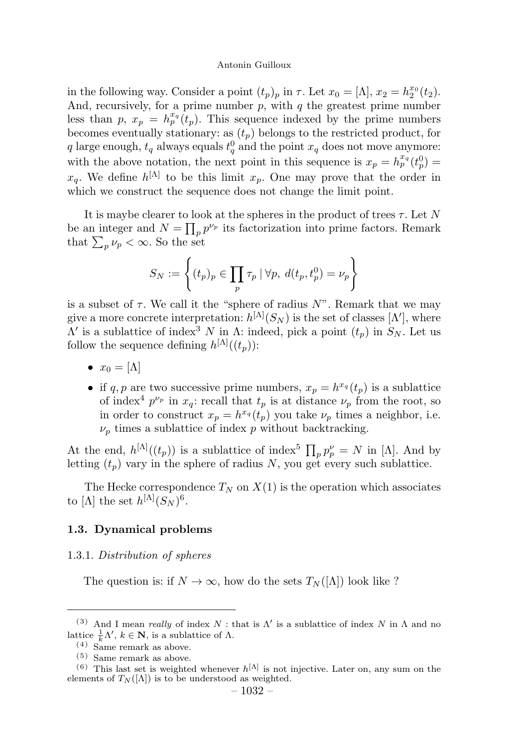in the following way. Consider a point $(t_p)_p$ in $\tau$. Let $x_0 = [\Lambda]$, $x_2 = h_2^{x_0}(t_2)$. And, recursively, for a prime number $p$, with $q$ the greatest prime number less than $p$, $x_p = h_p^{x_q}(t_p)$. This sequence indexed by the prime numbers becomes eventually stationary: as $(t_p)$ belongs to the restricted product, for $q$ large enough, $t_q$ always equals $t_q^0$ and the point $x_q$ does not move anymore: with the above notation, the next point in this sequence is $x_p = h_p^{x_q}(t_p^0) = x_q$. We define $h^{[\Lambda]}$ to be this limit $x_p$. One may prove that the order in which we construct the sequence does not change the limit point.

It is maybe clearer to look at the spheres in the product of trees $\tau$. Let $N$ be an integer and $N = \prod_p p^{\nu_p}$ its factorization into prime factors. Remark that $\sum_p \nu_p < \infty$. So the set

$$S_N := \left\{ (t_p)_p \in \prod_p \tau_p \mid \forall p,\ d(t_p, t_p^0) = \nu_p \right\}$$

is a subset of $\tau$. We call it the "sphere of radius $N$". Remark that we may give a more concrete interpretation: $h^{[\Lambda]}(S_N)$ is the set of classes $[\Lambda']$, where $\Lambda'$ is a sublattice of index[3] $N$ in $\Lambda$: indeed, pick a point $(t_p)$ in $S_N$. Let us follow the sequence defining $h^{[\Lambda]}((t_p))$:

- $x_0 = [\Lambda]$
- if $q, p$ are two successive prime numbers, $x_p = h^{x_q}(t_p)$ is a sublattice of index[4] $p^{\nu_p}$ in $x_q$: recall that $t_p$ is at distance $\nu_p$ from the root, so in order to construct $x_p = h^{x_q}(t_p)$ you take $\nu_p$ times a neighbor, i.e. $\nu_p$ times a sublattice of index $p$ without backtracking.

At the end, $h^{[\Lambda]}((t_p))$ is a sublattice of index[5] $\prod_p p_p^{\nu} = N$ in $[\Lambda]$. And by letting $(t_p)$ vary in the sphere of radius $N$, you get every such sublattice.

The Hecke correspondence $T_N$ on $X(1)$ is the operation which associates to $[\Lambda]$ the set $h^{[\Lambda]}(S_N)$[6].

### 1.3. Dynamical problems

#### 1.3.1. *Distribution of spheres*

The question is: if $N \to \infty$, how do the sets $T_N([\Lambda])$ look like ?

---

[3] And I mean *really* of index $N$ : that is $\Lambda'$ is a sublattice of index $N$ in $\Lambda$ and no lattice $\frac{1}{k}\Lambda'$, $k \in \mathbf{N}$, is a sublattice of $\Lambda$.

[4] Same remark as above.

[5] Same remark as above.

[6] This last set is weighted whenever $h^{[\Lambda]}$ is not injective. Later on, any sum on the elements of $T_N([\Lambda])$ is to be understood as weighted.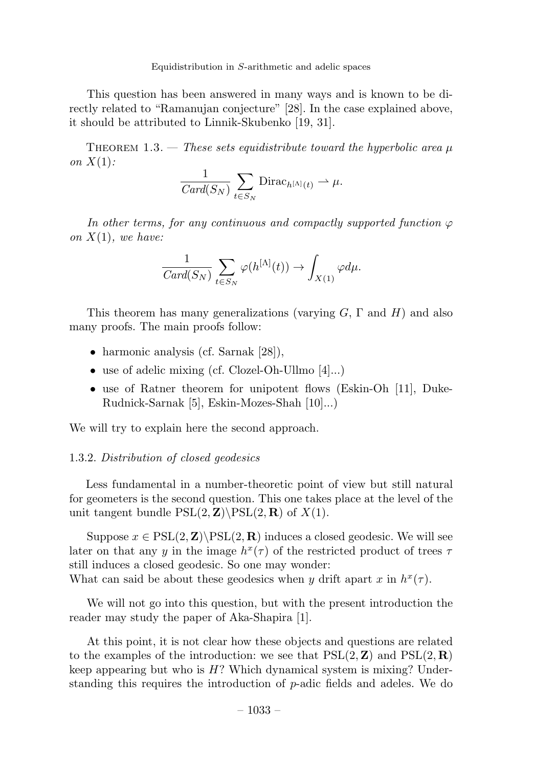This question has been answered in many ways and is known to be directly related to "Ramanujan conjecture" [28]. In the case explained above, it should be attributed to Linnik-Skubenko [19, 31].

Theorem 1.3. — *These sets equidistribute toward the hyperbolic area $\mu$ on $X(1)$:*

$$\frac{1}{Card(S_N)} \sum_{t \in S_N} \mathrm{Dirac}_{h^{[\Lambda]}(t)} \rightharpoonup \mu.$$

*In other terms, for any continuous and compactly supported function $\varphi$ on $X(1)$, we have:*

$$\frac{1}{Card(S_N)} \sum_{t \in S_N} \varphi(h^{[\Lambda]}(t)) \to \int_{X(1)} \varphi d\mu.$$

This theorem has many generalizations (varying $G$, $\Gamma$ and $H$) and also many proofs. The main proofs follow:

- harmonic analysis (cf. Sarnak [28]),
- use of adelic mixing (cf. Clozel-Oh-Ullmo [4]...)
- use of Ratner theorem for unipotent flows (Eskin-Oh [11], Duke-Rudnick-Sarnak [5], Eskin-Mozes-Shah [10]...)

We will try to explain here the second approach.

### 1.3.2. *Distribution of closed geodesics*

Less fundamental in a number-theoretic point of view but still natural for geometers is the second question. This one takes place at the level of the unit tangent bundle $\mathrm{PSL}(2, \mathbf{Z}) \backslash \mathrm{PSL}(2, \mathbf{R})$ of $X(1)$.

Suppose $x \in \mathrm{PSL}(2, \mathbf{Z}) \backslash \mathrm{PSL}(2, \mathbf{R})$ induces a closed geodesic. We will see later on that any $y$ in the image $h^x(\tau)$ of the restricted product of trees $\tau$ still induces a closed geodesic. So one may wonder:
What can said be about these geodesics when $y$ drift apart $x$ in $h^x(\tau)$.

We will not go into this question, but with the present introduction the reader may study the paper of Aka-Shapira [1].

At this point, it is not clear how these objects and questions are related to the examples of the introduction: we see that $\mathrm{PSL}(2, \mathbf{Z})$ and $\mathrm{PSL}(2, \mathbf{R})$ keep appearing but who is $H$? Which dynamical system is mixing? Understanding this requires the introduction of $p$-adic fields and adeles. We do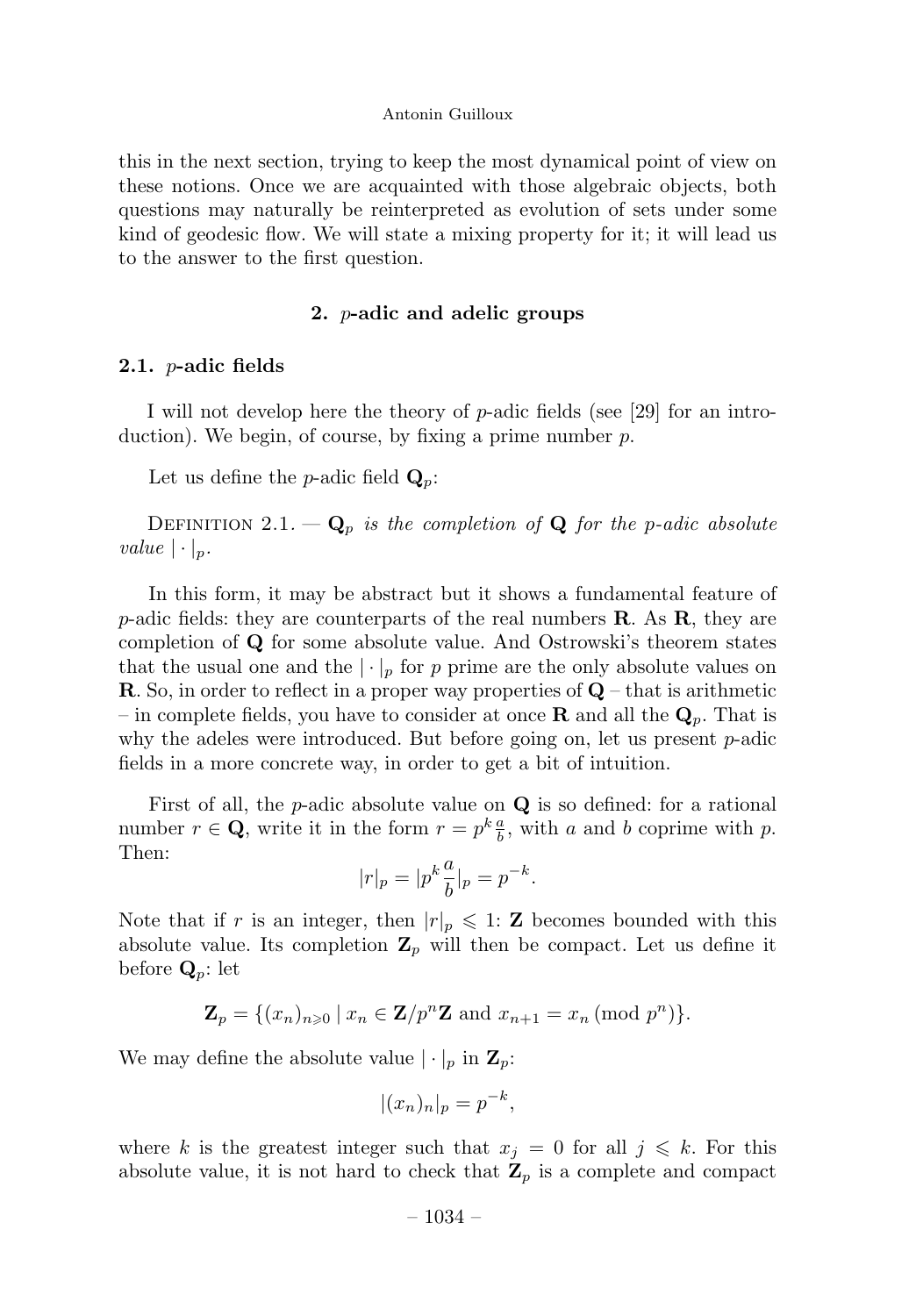this in the next section, trying to keep the most dynamical point of view on these notions. Once we are acquainted with those algebraic objects, both questions may naturally be reinterpreted as evolution of sets under some kind of geodesic flow. We will state a mixing property for it; it will lead us to the answer to the first question.

## 2. $p$-adic and adelic groups

### 2.1. $p$-adic fields

I will not develop here the theory of $p$-adic fields (see [29] for an introduction). We begin, of course, by fixing a prime number $p$.

Let us define the $p$-adic field $\mathbf{Q}_p$:

Definition 2.1. — *$\mathbf{Q}_p$ is the completion of $\mathbf{Q}$ for the $p$-adic absolute value $|\cdot|_p$.*

In this form, it may be abstract but it shows a fundamental feature of $p$-adic fields: they are counterparts of the real numbers $\mathbf{R}$. As $\mathbf{R}$, they are completion of $\mathbf{Q}$ for some absolute value. And Ostrowski's theorem states that the usual one and the $|\cdot|_p$ for $p$ prime are the only absolute values on $\mathbf{R}$. So, in order to reflect in a proper way properties of $\mathbf{Q}$ – that is arithmetic – in complete fields, you have to consider at once $\mathbf{R}$ and all the $\mathbf{Q}_p$. That is why the adeles were introduced. But before going on, let us present $p$-adic fields in a more concrete way, in order to get a bit of intuition.

First of all, the $p$-adic absolute value on $\mathbf{Q}$ is so defined: for a rational number $r \in \mathbf{Q}$, write it in the form $r = p^k \frac{a}{b}$, with $a$ and $b$ coprime with $p$. Then:

$$|r|_p = |p^k \frac{a}{b}|_p = p^{-k}.$$

Note that if $r$ is an integer, then $|r|_p \leqslant 1$: $\mathbf{Z}$ becomes bounded with this absolute value. Its completion $\mathbf{Z}_p$ will then be compact. Let us define it before $\mathbf{Q}_p$: let

$$\mathbf{Z}_p = \{(x_n)_{n \geqslant 0} \mid x_n \in \mathbf{Z}/p^n\mathbf{Z} \text{ and } x_{n+1} = x_n \,(\text{mod } p^n)\}.$$

We may define the absolute value $|\cdot|_p$ in $\mathbf{Z}_p$:

$$|(x_n)_n|_p = p^{-k},$$

where $k$ is the greatest integer such that $x_j = 0$ for all $j \leqslant k$. For this absolute value, it is not hard to check that $\mathbf{Z}_p$ is a complete and compact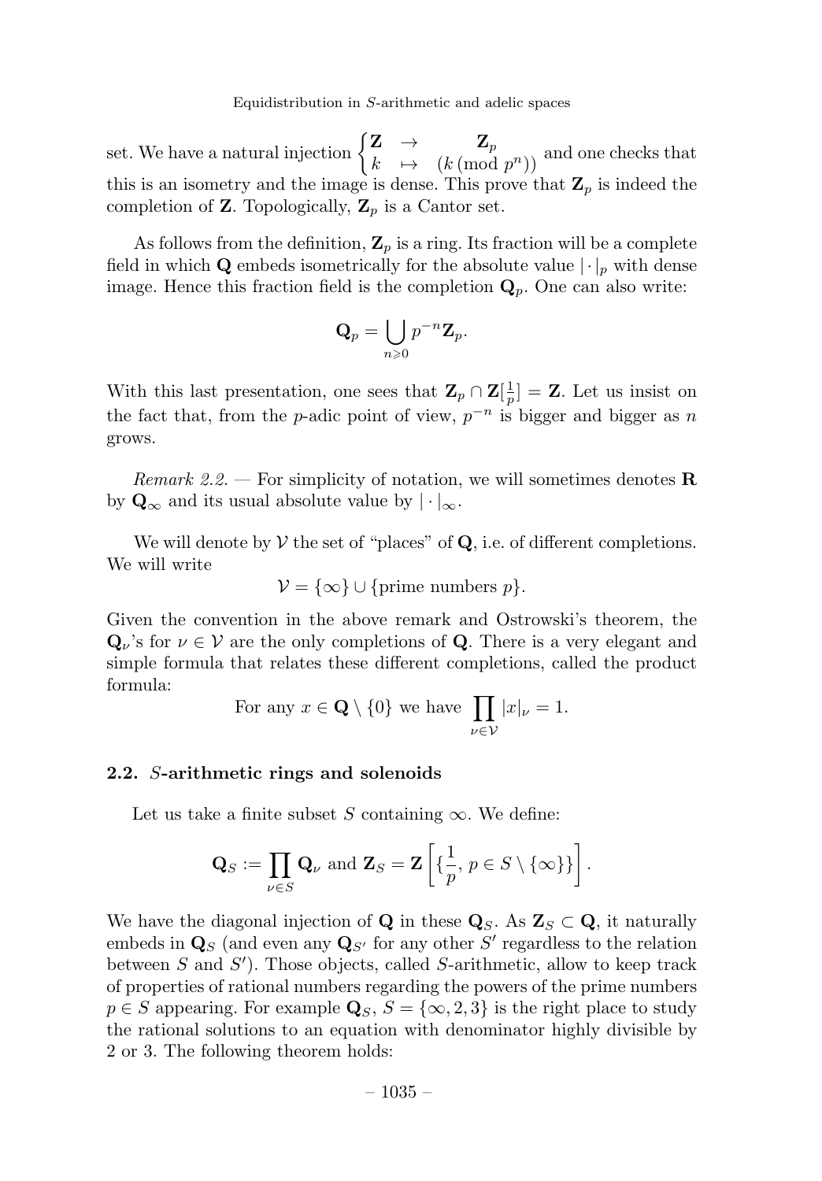set. We have a natural injection $\begin{cases} \mathbf{Z} & \to & \mathbf{Z}_p \\ k & \mapsto & (k \,(\text{mod } p^n)) \end{cases}$ and one checks that this is an isometry and the image is dense. This prove that $\mathbf{Z}_p$ is indeed the completion of $\mathbf{Z}$. Topologically, $\mathbf{Z}_p$ is a Cantor set.

As follows from the definition, $\mathbf{Z}_p$ is a ring. Its fraction will be a complete field in which $\mathbf{Q}$ embeds isometrically for the absolute value $|\cdot|_p$ with dense image. Hence this fraction field is the completion $\mathbf{Q}_p$. One can also write:

$$\mathbf{Q}_p = \bigcup_{n \geqslant 0} p^{-n}\mathbf{Z}_p.$$

With this last presentation, one sees that $\mathbf{Z}_p \cap \mathbf{Z}[\frac{1}{p}] = \mathbf{Z}$. Let us insist on the fact that, from the $p$-adic point of view, $p^{-n}$ is bigger and bigger as $n$ grows.

*Remark 2.2.* — For simplicity of notation, we will sometimes denotes $\mathbf{R}$ by $\mathbf{Q}_\infty$ and its usual absolute value by $|\cdot|_\infty$.

We will denote by $\mathcal{V}$ the set of "places" of $\mathbf{Q}$, i.e. of different completions. We will write

$$\mathcal{V} = \{\infty\} \cup \{\text{prime numbers } p\}.$$

Given the convention in the above remark and Ostrowski's theorem, the $\mathbf{Q}_\nu$'s for $\nu \in \mathcal{V}$ are the only completions of $\mathbf{Q}$. There is a very elegant and simple formula that relates these different completions, called the product formula:

$$\text{For any } x \in \mathbf{Q} \setminus \{0\} \text{ we have } \prod_{\nu \in \mathcal{V}} |x|_\nu = 1.$$

### 2.2. *S*-arithmetic rings and solenoids

Let us take a finite subset $S$ containing $\infty$. We define:

$$\mathbf{Q}_S := \prod_{\nu \in S} \mathbf{Q}_\nu \text{ and } \mathbf{Z}_S = \mathbf{Z}\left[\{\frac{1}{p},\, p \in S \setminus \{\infty\}\}\right].$$

We have the diagonal injection of $\mathbf{Q}$ in these $\mathbf{Q}_S$. As $\mathbf{Z}_S \subset \mathbf{Q}$, it naturally embeds in $\mathbf{Q}_S$ (and even any $\mathbf{Q}_{S'}$ for any other $S'$ regardless to the relation between $S$ and $S'$). Those objects, called $S$-arithmetic, allow to keep track of properties of rational numbers regarding the powers of the prime numbers $p \in S$ appearing. For example $\mathbf{Q}_S$, $S = \{\infty, 2, 3\}$ is the right place to study the rational solutions to an equation with denominator highly divisible by 2 or 3. The following theorem holds: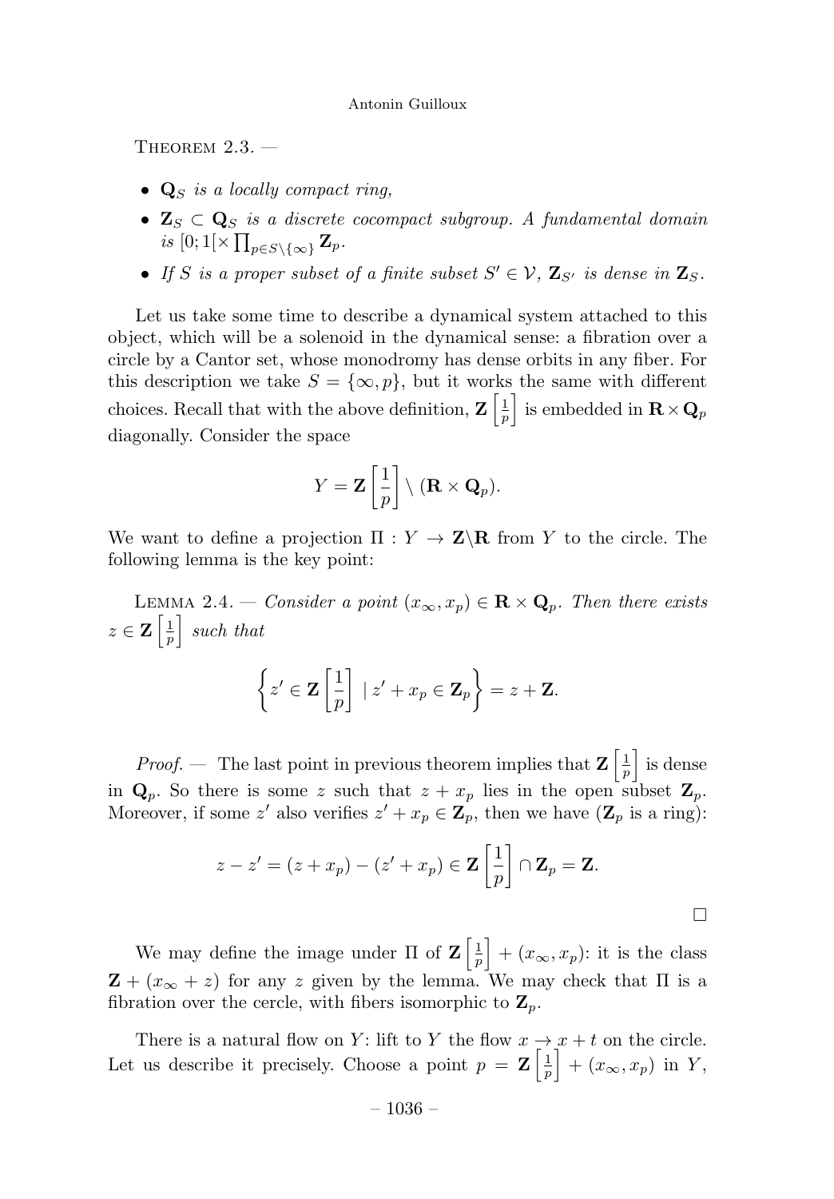Theorem 2.3. —

- $\mathbf{Q}_S$ *is a locally compact ring,*
- $\mathbf{Z}_S \subset \mathbf{Q}_S$ *is a discrete cocompact subgroup. A fundamental domain is* $[0;1[\times \prod_{p\in S\setminus\{\infty\}} \mathbf{Z}_p$.
- *If* $S$ *is a proper subset of a finite subset* $S' \in \mathcal{V}$, $\mathbf{Z}_{S'}$ *is dense in* $\mathbf{Z}_S$.

Let us take some time to describe a dynamical system attached to this object, which will be a solenoid in the dynamical sense: a fibration over a circle by a Cantor set, whose monodromy has dense orbits in any fiber. For this description we take $S = \{\infty, p\}$, but it works the same with different choices. Recall that with the above definition, $\mathbf{Z}\left[\frac{1}{p}\right]$ is embedded in $\mathbf{R}\times\mathbf{Q}_p$ diagonally. Consider the space

$$Y = \mathbf{Z}\left[\frac{1}{p}\right] \setminus (\mathbf{R}\times\mathbf{Q}_p).$$

We want to define a projection $\Pi : Y \to \mathbf{Z}\backslash\mathbf{R}$ from $Y$ to the circle. The following lemma is the key point:

Lemma 2.4. — *Consider a point* $(x_\infty, x_p) \in \mathbf{R}\times\mathbf{Q}_p$. *Then there exists* $z \in \mathbf{Z}\left[\frac{1}{p}\right]$ *such that*

$$\left\{ z' \in \mathbf{Z}\left[\frac{1}{p}\right] \mid z' + x_p \in \mathbf{Z}_p \right\} = z + \mathbf{Z}.$$

*Proof.* — The last point in previous theorem implies that $\mathbf{Z}\left[\frac{1}{p}\right]$ is dense in $\mathbf{Q}_p$. So there is some $z$ such that $z + x_p$ lies in the open subset $\mathbf{Z}_p$. Moreover, if some $z'$ also verifies $z' + x_p \in \mathbf{Z}_p$, then we have ($\mathbf{Z}_p$ is a ring):

$$z - z' = (z + x_p) - (z' + x_p) \in \mathbf{Z}\left[\frac{1}{p}\right] \cap \mathbf{Z}_p = \mathbf{Z}.$$

□

We may define the image under $\Pi$ of $\mathbf{Z}\left[\frac{1}{p}\right] + (x_\infty, x_p)$: it is the class $\mathbf{Z} + (x_\infty + z)$ for any $z$ given by the lemma. We may check that $\Pi$ is a fibration over the cercle, with fibers isomorphic to $\mathbf{Z}_p$.

There is a natural flow on $Y$: lift to $Y$ the flow $x \to x + t$ on the circle. Let us describe it precisely. Choose a point $p = \mathbf{Z}\left[\frac{1}{p}\right] + (x_\infty, x_p)$ in $Y$,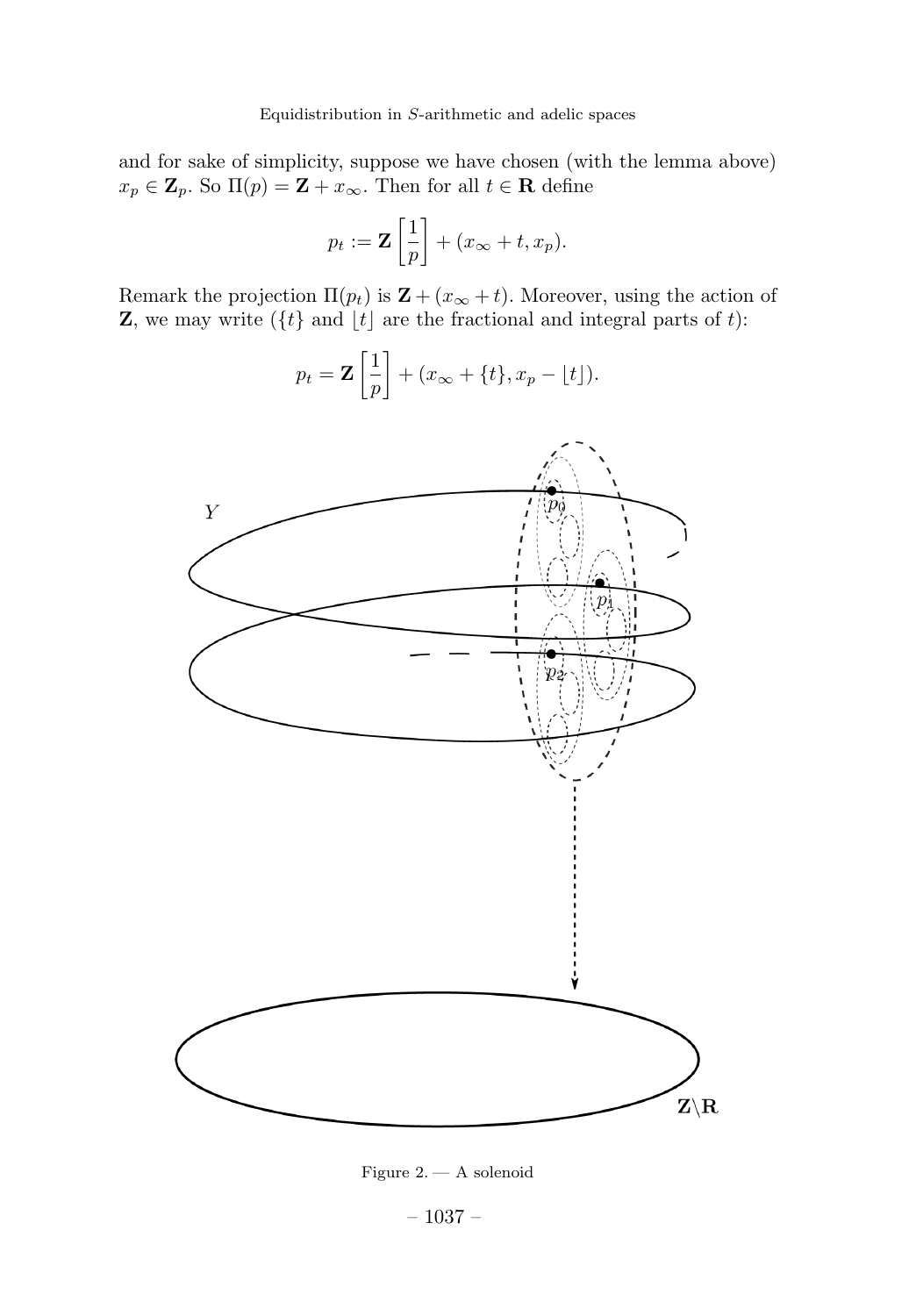and for sake of simplicity, suppose we have chosen (with the lemma above) $x_p \in \mathbf{Z}_p$. So $\Pi(p) = \mathbf{Z} + x_\infty$. Then for all $t \in \mathbf{R}$ define

$$p_t := \mathbf{Z}\left[\frac{1}{p}\right] + (x_\infty + t, x_p).$$

Remark the projection $\Pi(p_t)$ is $\mathbf{Z} + (x_\infty + t)$. Moreover, using the action of $\mathbf{Z}$, we may write ($\{t\}$ and $\lfloor t \rfloor$ are the fractional and integral parts of $t$):

$$p_t = \mathbf{Z}\left[\frac{1}{p}\right] + (x_\infty + \{t\}, x_p - \lfloor t \rfloor).$$

Figure 2. — A solenoid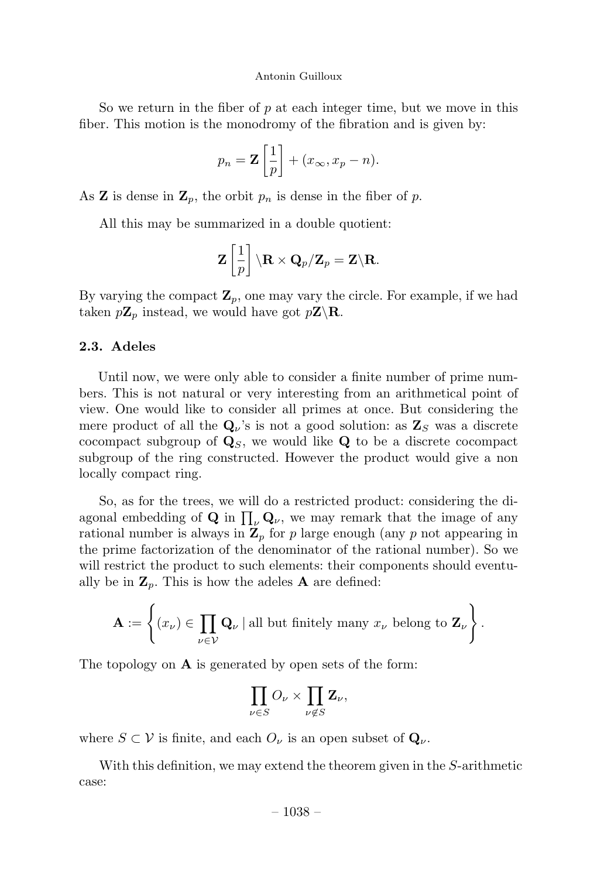So we return in the fiber of $p$ at each integer time, but we move in this fiber. This motion is the monodromy of the fibration and is given by:

$$p_n = \mathbf{Z}\left[\frac{1}{p}\right] + (x_\infty, x_p - n).$$

As $\mathbf{Z}$ is dense in $\mathbf{Z}_p$, the orbit $p_n$ is dense in the fiber of $p$.

All this may be summarized in a double quotient:

$$\mathbf{Z}\left[\frac{1}{p}\right]\backslash \mathbf{R} \times \mathbf{Q}_p / \mathbf{Z}_p = \mathbf{Z}\backslash\mathbf{R}.$$

By varying the compact $\mathbf{Z}_p$, one may vary the circle. For example, if we had taken $p\mathbf{Z}_p$ instead, we would have got $p\mathbf{Z}\backslash\mathbf{R}$.

### 2.3. Adeles

Until now, we were only able to consider a finite number of prime numbers. This is not natural or very interesting from an arithmetical point of view. One would like to consider all primes at once. But considering the mere product of all the $\mathbf{Q}_\nu$'s is not a good solution: as $\mathbf{Z}_S$ was a discrete cocompact subgroup of $\mathbf{Q}_S$, we would like $\mathbf{Q}$ to be a discrete cocompact subgroup of the ring constructed. However the product would give a non locally compact ring.

So, as for the trees, we will do a restricted product: considering the diagonal embedding of $\mathbf{Q}$ in $\prod_\nu \mathbf{Q}_\nu$, we may remark that the image of any rational number is always in $\mathbf{Z}_p$ for $p$ large enough (any $p$ not appearing in the prime factorization of the denominator of the rational number). So we will restrict the product to such elements: their components should eventually be in $\mathbf{Z}_p$. This is how the adeles $\mathbf{A}$ are defined:

$$\mathbf{A} := \left\{ (x_\nu) \in \prod_{\nu \in \mathcal{V}} \mathbf{Q}_\nu \mid \text{all but finitely many } x_\nu \text{ belong to } \mathbf{Z}_\nu \right\}.$$

The topology on $\mathbf{A}$ is generated by open sets of the form:

$$\prod_{\nu \in S} O_\nu \times \prod_{\nu \notin S} \mathbf{Z}_\nu,$$

where $S \subset \mathcal{V}$ is finite, and each $O_\nu$ is an open subset of $\mathbf{Q}_\nu$.

With this definition, we may extend the theorem given in the $S$-arithmetic case: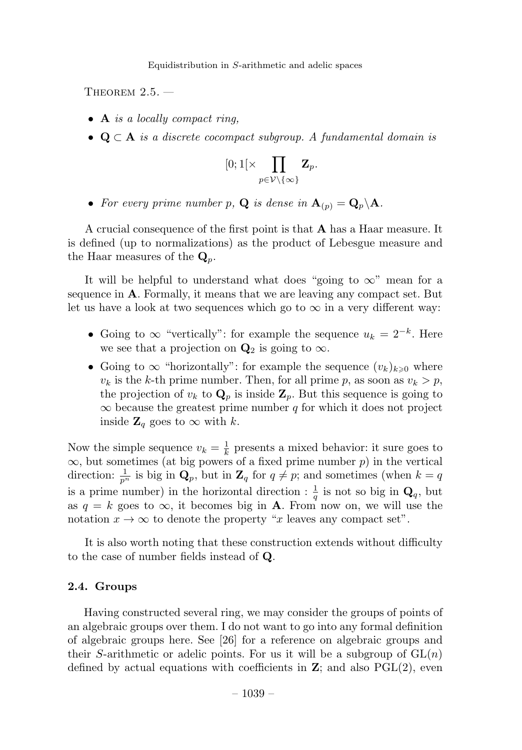Theorem 2.5. —

- **A** *is a locally compact ring,*
- $\mathbf{Q} \subset \mathbf{A}$ *is a discrete cocompact subgroup. A fundamental domain is*

$$[0;1[\times \prod_{p\in\mathcal{V}\setminus\{\infty\}} \mathbf{Z}_p.$$

- *For every prime number* $p$, $\mathbf{Q}$ *is dense in* $\mathbf{A}_{(p)} = \mathbf{Q}_p\backslash\mathbf{A}$.

A crucial consequence of the first point is that **A** has a Haar measure. It is defined (up to normalizations) as the product of Lebesgue measure and the Haar measures of the $\mathbf{Q}_p$.

It will be helpful to understand what does "going to $\infty$" mean for a sequence in **A**. Formally, it means that we are leaving any compact set. But let us have a look at two sequences which go to $\infty$ in a very different way:

- Going to $\infty$ "vertically": for example the sequence $u_k = 2^{-k}$. Here we see that a projection on $\mathbf{Q}_2$ is going to $\infty$.
- Going to $\infty$ "horizontally": for example the sequence $(v_k)_{k\geqslant 0}$ where $v_k$ is the $k$-th prime number. Then, for all prime $p$, as soon as $v_k > p$, the projection of $v_k$ to $\mathbf{Q}_p$ is inside $\mathbf{Z}_p$. But this sequence is going to $\infty$ because the greatest prime number $q$ for which it does not project inside $\mathbf{Z}_q$ goes to $\infty$ with $k$.

Now the simple sequence $v_k = \frac{1}{k}$ presents a mixed behavior: it sure goes to $\infty$, but sometimes (at big powers of a fixed prime number $p$) in the vertical direction: $\frac{1}{p^n}$ is big in $\mathbf{Q}_p$, but in $\mathbf{Z}_q$ for $q \neq p$; and sometimes (when $k = q$ is a prime number) in the horizontal direction : $\frac{1}{q}$ is not so big in $\mathbf{Q}_q$, but as $q = k$ goes to $\infty$, it becomes big in **A**. From now on, we will use the notation $x \to \infty$ to denote the property "$x$ leaves any compact set".

It is also worth noting that these construction extends without difficulty to the case of number fields instead of **Q**.

### 2.4. Groups

Having constructed several ring, we may consider the groups of points of an algebraic groups over them. I do not want to go into any formal definition of algebraic groups here. See [26] for a reference on algebraic groups and their $S$-arithmetic or adelic points. For us it will be a subgroup of $\mathrm{GL}(n)$ defined by actual equations with coefficients in **Z**; and also $\mathrm{PGL}(2)$, even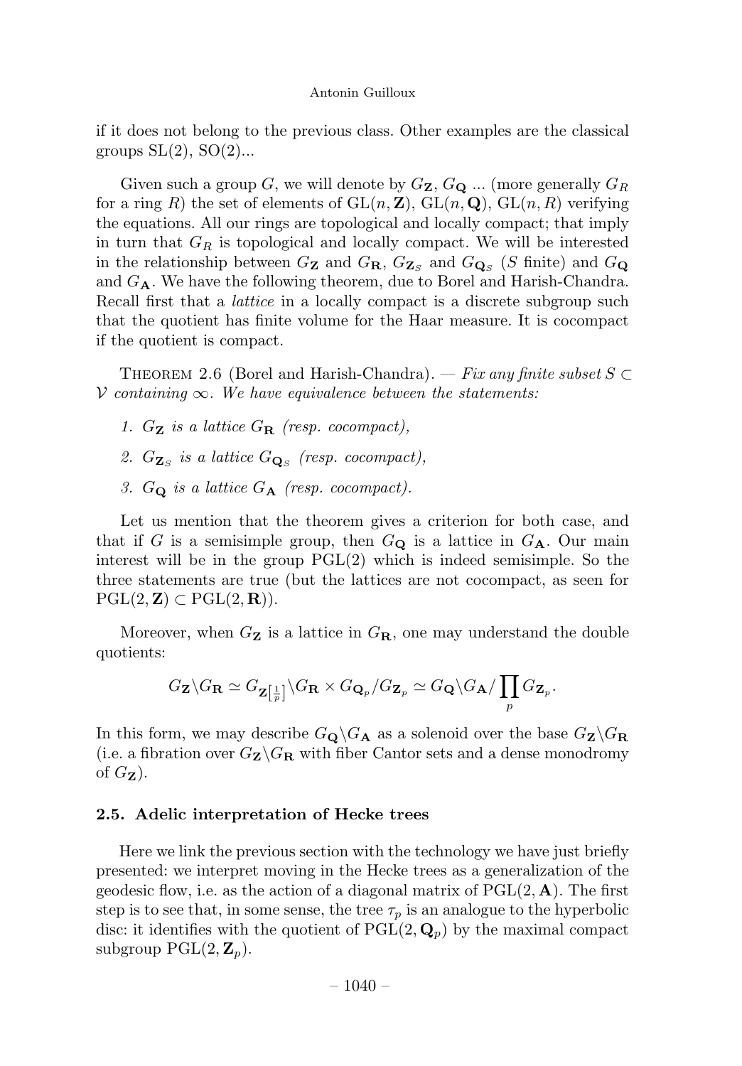if it does not belong to the previous class. Other examples are the classical groups $\mathrm{SL}(2)$, $\mathrm{SO}(2)$...

Given such a group $G$, we will denote by $G_{\mathbf{Z}}$, $G_{\mathbf{Q}}$ ... (more generally $G_R$ for a ring $R$) the set of elements of $\mathrm{GL}(n,\mathbf{Z})$, $\mathrm{GL}(n,\mathbf{Q})$, $\mathrm{GL}(n,R)$ verifying the equations. All our rings are topological and locally compact; that imply in turn that $G_R$ is topological and locally compact. We will be interested in the relationship between $G_{\mathbf{Z}}$ and $G_{\mathbf{R}}$, $G_{\mathbf{Z}_S}$ and $G_{\mathbf{Q}_S}$ ($S$ finite) and $G_{\mathbf{Q}}$ and $G_{\mathbf{A}}$. We have the following theorem, due to Borel and Harish-Chandra. Recall first that a *lattice* in a locally compact is a discrete subgroup such that the quotient has finite volume for the Haar measure. It is cocompact if the quotient is compact.

Theorem 2.6 (Borel and Harish-Chandra). — *Fix any finite subset $S \subset \mathcal{V}$ containing $\infty$. We have equivalence between the statements:*

1. *$G_{\mathbf{Z}}$ is a lattice $G_{\mathbf{R}}$ (resp. cocompact),*
2. *$G_{\mathbf{Z}_S}$ is a lattice $G_{\mathbf{Q}_S}$ (resp. cocompact),*
3. *$G_{\mathbf{Q}}$ is a lattice $G_{\mathbf{A}}$ (resp. cocompact).*

Let us mention that the theorem gives a criterion for both case, and that if $G$ is a semisimple group, then $G_{\mathbf{Q}}$ is a lattice in $G_{\mathbf{A}}$. Our main interest will be in the group $\mathrm{PGL}(2)$ which is indeed semisimple. So the three statements are true (but the lattices are not cocompact, as seen for $\mathrm{PGL}(2,\mathbf{Z}) \subset \mathrm{PGL}(2,\mathbf{R})$).

Moreover, when $G_{\mathbf{Z}}$ is a lattice in $G_{\mathbf{R}}$, one may understand the double quotients:

$$G_{\mathbf{Z}}\backslash G_{\mathbf{R}} \simeq G_{\mathbf{Z}[\frac{1}{p}]}\backslash G_{\mathbf{R}} \times G_{\mathbf{Q}_p}/G_{\mathbf{Z}_p} \simeq G_{\mathbf{Q}}\backslash G_{\mathbf{A}}/\prod_p G_{\mathbf{Z}_p}.$$

In this form, we may describe $G_{\mathbf{Q}}\backslash G_{\mathbf{A}}$ as a solenoid over the base $G_{\mathbf{Z}}\backslash G_{\mathbf{R}}$ (i.e. a fibration over $G_{\mathbf{Z}}\backslash G_{\mathbf{R}}$ with fiber Cantor sets and a dense monodromy of $G_{\mathbf{Z}}$).

### 2.5. Adelic interpretation of Hecke trees

Here we link the previous section with the technology we have just briefly presented: we interpret moving in the Hecke trees as a generalization of the geodesic flow, i.e. as the action of a diagonal matrix of $\mathrm{PGL}(2,\mathbf{A})$. The first step is to see that, in some sense, the tree $\tau_p$ is an analogue to the hyperbolic disc: it identifies with the quotient of $\mathrm{PGL}(2,\mathbf{Q}_p)$ by the maximal compact subgroup $\mathrm{PGL}(2,\mathbf{Z}_p)$.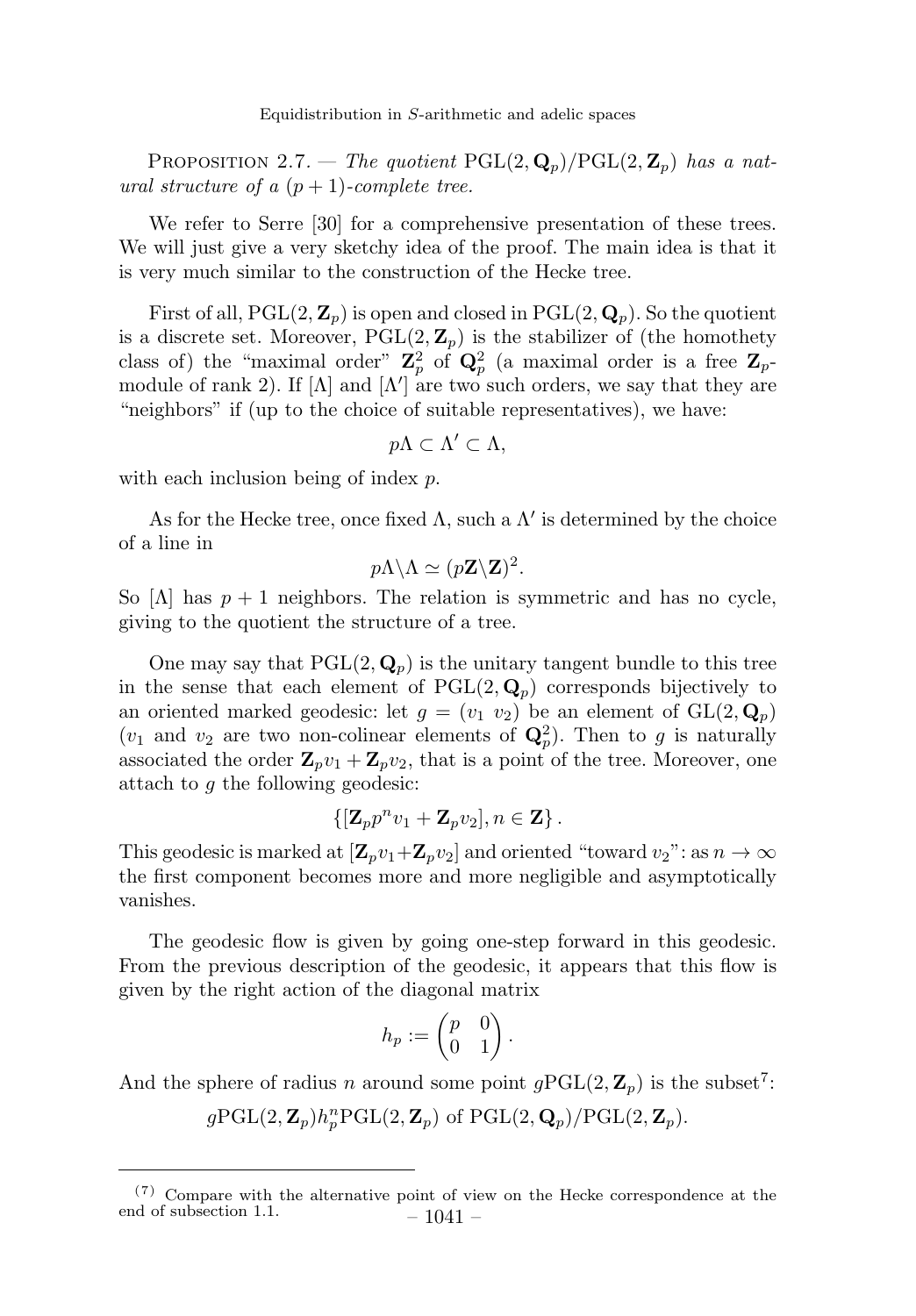Proposition 2.7. — *The quotient* $\mathrm{PGL}(2,\mathbf{Q}_p)/\mathrm{PGL}(2,\mathbf{Z}_p)$ *has a natural structure of a* $(p+1)$*-complete tree.*

We refer to Serre [30] for a comprehensive presentation of these trees. We will just give a very sketchy idea of the proof. The main idea is that it is very much similar to the construction of the Hecke tree.

First of all, $\mathrm{PGL}(2,\mathbf{Z}_p)$ is open and closed in $\mathrm{PGL}(2,\mathbf{Q}_p)$. So the quotient is a discrete set. Moreover, $\mathrm{PGL}(2,\mathbf{Z}_p)$ is the stabilizer of (the homothety class of) the "maximal order" $\mathbf{Z}_p^2$ of $\mathbf{Q}_p^2$ (a maximal order is a free $\mathbf{Z}_p$-module of rank 2). If $[\Lambda]$ and $[\Lambda']$ are two such orders, we say that they are "neighbors" if (up to the choice of suitable representatives), we have:

$$p\Lambda \subset \Lambda' \subset \Lambda,$$

with each inclusion being of index $p$.

As for the Hecke tree, once fixed $\Lambda$, such a $\Lambda'$ is determined by the choice of a line in

$$p\Lambda\backslash\Lambda \simeq (p\mathbf{Z}\backslash\mathbf{Z})^2.$$

So $[\Lambda]$ has $p+1$ neighbors. The relation is symmetric and has no cycle, giving to the quotient the structure of a tree.

One may say that $\mathrm{PGL}(2,\mathbf{Q}_p)$ is the unitary tangent bundle to this tree in the sense that each element of $\mathrm{PGL}(2,\mathbf{Q}_p)$ corresponds bijectively to an oriented marked geodesic: let $g = (v_1\ v_2)$ be an element of $\mathrm{GL}(2,\mathbf{Q}_p)$ ($v_1$ and $v_2$ are two non-colinear elements of $\mathbf{Q}_p^2$). Then to $g$ is naturally associated the order $\mathbf{Z}_p v_1 + \mathbf{Z}_p v_2$, that is a point of the tree. Moreover, one attach to $g$ the following geodesic:

$$\left\{[\mathbf{Z}_p p^n v_1 + \mathbf{Z}_p v_2], n \in \mathbf{Z}\right\}.$$

This geodesic is marked at $[\mathbf{Z}_p v_1+\mathbf{Z}_p v_2]$ and oriented "toward $v_2$": as $n\to\infty$ the first component becomes more and more negligible and asymptotically vanishes.

The geodesic flow is given by going one-step forward in this geodesic. From the previous description of the geodesic, it appears that this flow is given by the right action of the diagonal matrix

$$h_p := \begin{pmatrix} p & 0 \\ 0 & 1 \end{pmatrix}.$$

And the sphere of radius $n$ around some point $g\mathrm{PGL}(2,\mathbf{Z}_p)$ is the subset[7]:

$$g\mathrm{PGL}(2,\mathbf{Z}_p)h_p^n\mathrm{PGL}(2,\mathbf{Z}_p) \text{ of } \mathrm{PGL}(2,\mathbf{Q}_p)/\mathrm{PGL}(2,\mathbf{Z}_p).$$

[7] Compare with the alternative point of view on the Hecke correspondence at the end of subsection 1.1.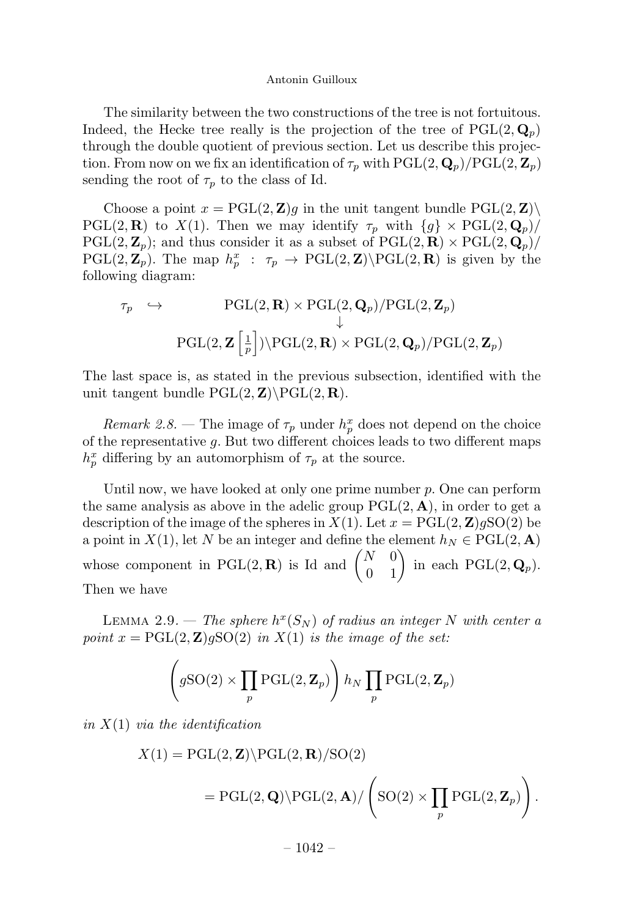The similarity between the two constructions of the tree is not fortuitous. Indeed, the Hecke tree really is the projection of the tree of $\mathrm{PGL}(2,\mathbf{Q}_p)$ through the double quotient of previous section. Let us describe this projection. From now on we fix an identification of $\tau_p$ with $\mathrm{PGL}(2,\mathbf{Q}_p)/\mathrm{PGL}(2,\mathbf{Z}_p)$ sending the root of $\tau_p$ to the class of Id.

Choose a point $x = \mathrm{PGL}(2,\mathbf{Z})g$ in the unit tangent bundle $\mathrm{PGL}(2,\mathbf{Z})\backslash \mathrm{PGL}(2,\mathbf{R})$ to $X(1)$. Then we may identify $\tau_p$ with $\{g\} \times \mathrm{PGL}(2,\mathbf{Q}_p)/\mathrm{PGL}(2,\mathbf{Z}_p)$; and thus consider it as a subset of $\mathrm{PGL}(2,\mathbf{R}) \times \mathrm{PGL}(2,\mathbf{Q}_p)/\mathrm{PGL}(2,\mathbf{Z}_p)$. The map $h_p^x : \tau_p \to \mathrm{PGL}(2,\mathbf{Z})\backslash\mathrm{PGL}(2,\mathbf{R})$ is given by the following diagram:

$$\begin{array}{ccc} \tau_p & \hookrightarrow & \mathrm{PGL}(2,\mathbf{R}) \times \mathrm{PGL}(2,\mathbf{Q}_p)/\mathrm{PGL}(2,\mathbf{Z}_p) \\ & & \downarrow \\ & & \mathrm{PGL}(2,\mathbf{Z}\left[\frac{1}{p}\right])\backslash\mathrm{PGL}(2,\mathbf{R}) \times \mathrm{PGL}(2,\mathbf{Q}_p)/\mathrm{PGL}(2,\mathbf{Z}_p) \end{array}$$

The last space is, as stated in the previous subsection, identified with the unit tangent bundle $\mathrm{PGL}(2,\mathbf{Z})\backslash\mathrm{PGL}(2,\mathbf{R})$.

*Remark 2.8.* — The image of $\tau_p$ under $h_p^x$ does not depend on the choice of the representative $g$. But two different choices leads to two different maps $h_p^x$ differing by an automorphism of $\tau_p$ at the source.

Until now, we have looked at only one prime number $p$. One can perform the same analysis as above in the adelic group $\mathrm{PGL}(2,\mathbf{A})$, in order to get a description of the image of the spheres in $X(1)$. Let $x = \mathrm{PGL}(2,\mathbf{Z})g\mathrm{SO}(2)$ be a point in $X(1)$, let $N$ be an integer and define the element $h_N \in \mathrm{PGL}(2,\mathbf{A})$ whose component in $\mathrm{PGL}(2,\mathbf{R})$ is Id and $\begin{pmatrix} N & 0 \\ 0 & 1 \end{pmatrix}$ in each $\mathrm{PGL}(2,\mathbf{Q}_p)$. Then we have

Lemma 2.9. — *The sphere $h^x(S_N)$ of radius an integer $N$ with center a point $x = \mathrm{PGL}(2,\mathbf{Z})g\mathrm{SO}(2)$ in $X(1)$ is the image of the set:*

$$\left( g\mathrm{SO}(2) \times \prod_p \mathrm{PGL}(2,\mathbf{Z}_p) \right) h_N \prod_p \mathrm{PGL}(2,\mathbf{Z}_p)$$

*in $X(1)$ via the identification*

$$\begin{aligned} X(1) &= \mathrm{PGL}(2,\mathbf{Z})\backslash\mathrm{PGL}(2,\mathbf{R})/\mathrm{SO}(2) \\ &= \mathrm{PGL}(2,\mathbf{Q})\backslash\mathrm{PGL}(2,\mathbf{A})/\left( \mathrm{SO}(2) \times \prod_p \mathrm{PGL}(2,\mathbf{Z}_p) \right). \end{aligned}$$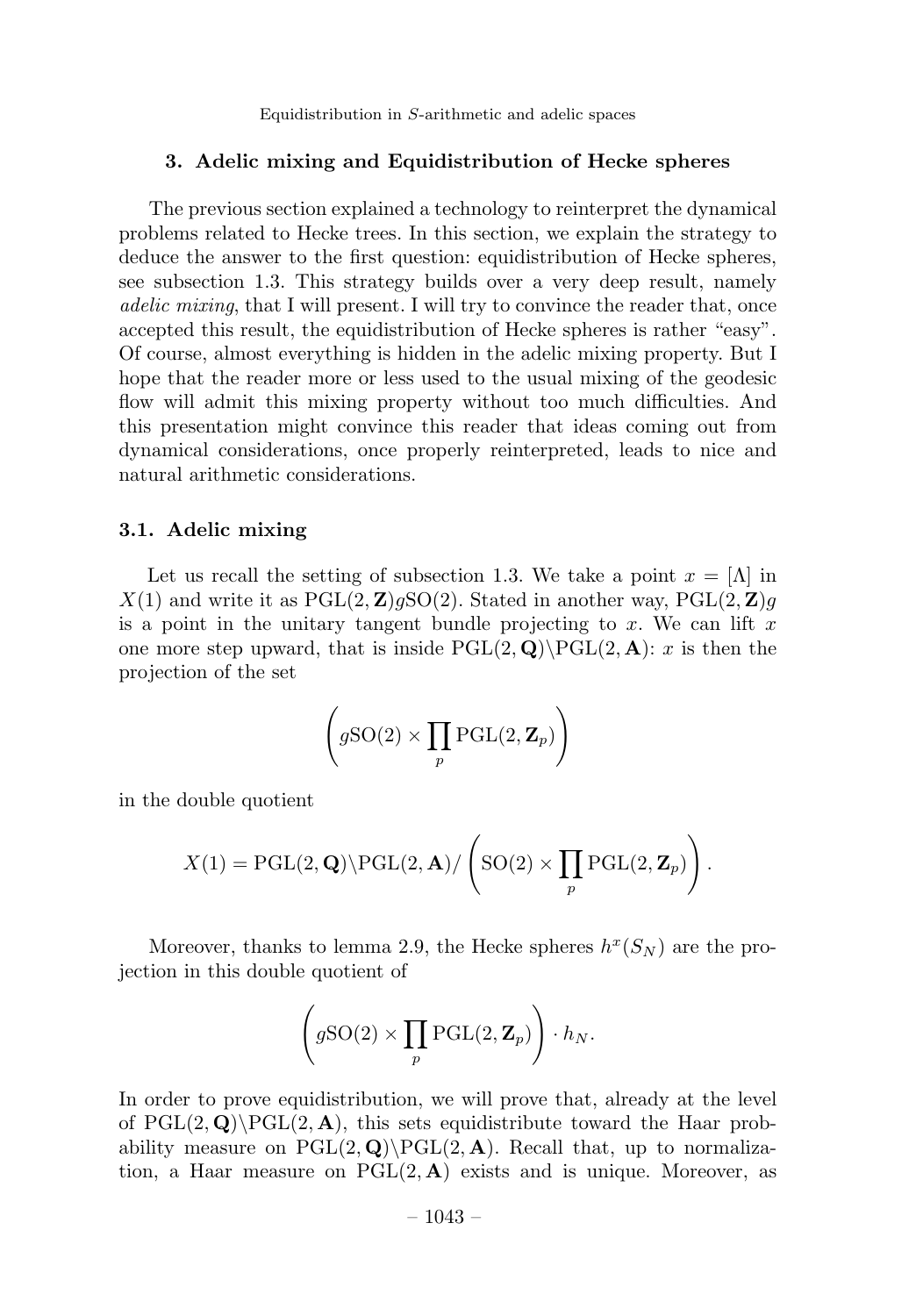## 3. Adelic mixing and Equidistribution of Hecke spheres

The previous section explained a technology to reinterpret the dynamical problems related to Hecke trees. In this section, we explain the strategy to deduce the answer to the first question: equidistribution of Hecke spheres, see subsection 1.3. This strategy builds over a very deep result, namely *adelic mixing*, that I will present. I will try to convince the reader that, once accepted this result, the equidistribution of Hecke spheres is rather "easy". Of course, almost everything is hidden in the adelic mixing property. But I hope that the reader more or less used to the usual mixing of the geodesic flow will admit this mixing property without too much difficulties. And this presentation might convince this reader that ideas coming out from dynamical considerations, once properly reinterpreted, leads to nice and natural arithmetic considerations.

### 3.1. Adelic mixing

Let us recall the setting of subsection 1.3. We take a point $x = [\Lambda]$ in $X(1)$ and write it as $\mathrm{PGL}(2,\mathbf{Z})g\mathrm{SO}(2)$. Stated in another way, $\mathrm{PGL}(2,\mathbf{Z})g$ is a point in the unitary tangent bundle projecting to $x$. We can lift $x$ one more step upward, that is inside $\mathrm{PGL}(2,\mathbf{Q})\backslash\mathrm{PGL}(2,\mathbf{A})$: $x$ is then the projection of the set

$$\left(g\mathrm{SO}(2) \times \prod_p \mathrm{PGL}(2,\mathbf{Z}_p)\right)$$

in the double quotient

$$X(1) = \mathrm{PGL}(2,\mathbf{Q})\backslash\mathrm{PGL}(2,\mathbf{A})/\left(\mathrm{SO}(2) \times \prod_p \mathrm{PGL}(2,\mathbf{Z}_p)\right).$$

Moreover, thanks to lemma 2.9, the Hecke spheres $h^x(S_N)$ are the projection in this double quotient of

$$\left(g\mathrm{SO}(2) \times \prod_p \mathrm{PGL}(2,\mathbf{Z}_p)\right) \cdot h_N.$$

In order to prove equidistribution, we will prove that, already at the level of $\mathrm{PGL}(2,\mathbf{Q})\backslash\mathrm{PGL}(2,\mathbf{A})$, this sets equidistribute toward the Haar probability measure on $\mathrm{PGL}(2,\mathbf{Q})\backslash\mathrm{PGL}(2,\mathbf{A})$. Recall that, up to normalization, a Haar measure on $\mathrm{PGL}(2,\mathbf{A})$ exists and is unique. Moreover, as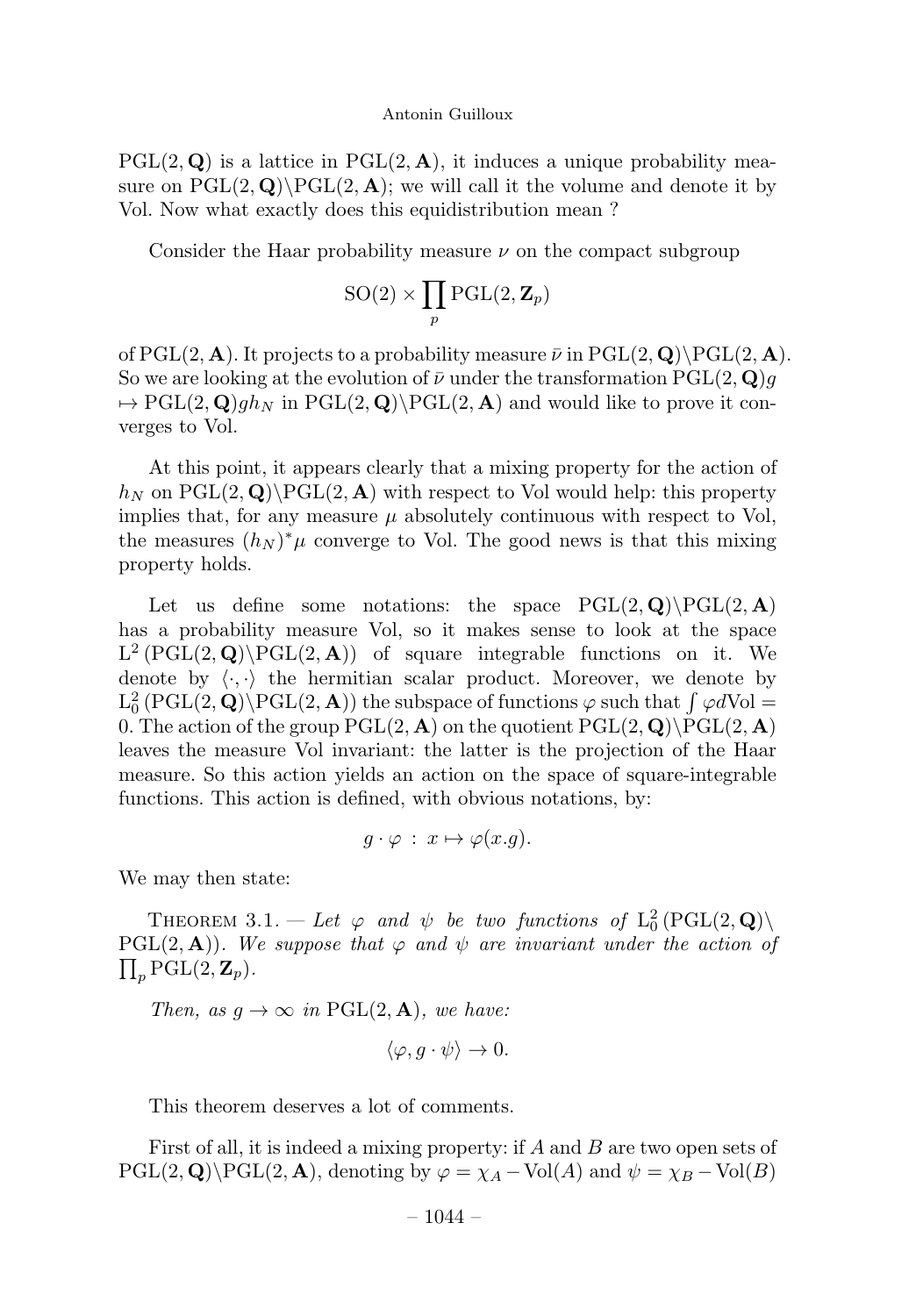$\mathrm{PGL}(2,\mathbf{Q})$ is a lattice in $\mathrm{PGL}(2,\mathbf{A})$, it induces a unique probability measure on $\mathrm{PGL}(2,\mathbf{Q})\backslash\mathrm{PGL}(2,\mathbf{A})$; we will call it the volume and denote it by Vol. Now what exactly does this equidistribution mean ?

Consider the Haar probability measure $\nu$ on the compact subgroup

$$\mathrm{SO}(2)\times\prod_p \mathrm{PGL}(2,\mathbf{Z}_p)$$

of $\mathrm{PGL}(2,\mathbf{A})$. It projects to a probability measure $\bar\nu$ in $\mathrm{PGL}(2,\mathbf{Q})\backslash\mathrm{PGL}(2,\mathbf{A})$. So we are looking at the evolution of $\bar\nu$ under the transformation $\mathrm{PGL}(2,\mathbf{Q})g \mapsto \mathrm{PGL}(2,\mathbf{Q})gh_N$ in $\mathrm{PGL}(2,\mathbf{Q})\backslash\mathrm{PGL}(2,\mathbf{A})$ and would like to prove it converges to Vol.

At this point, it appears clearly that a mixing property for the action of $h_N$ on $\mathrm{PGL}(2,\mathbf{Q})\backslash\mathrm{PGL}(2,\mathbf{A})$ with respect to Vol would help: this property implies that, for any measure $\mu$ absolutely continuous with respect to Vol, the measures $(h_N)^*\mu$ converge to Vol. The good news is that this mixing property holds.

Let us define some notations: the space $\mathrm{PGL}(2,\mathbf{Q})\backslash\mathrm{PGL}(2,\mathbf{A})$ has a probability measure Vol, so it makes sense to look at the space $\mathrm{L}^2\left(\mathrm{PGL}(2,\mathbf{Q})\backslash\mathrm{PGL}(2,\mathbf{A})\right)$ of square integrable functions on it. We denote by $\langle\cdot,\cdot\rangle$ the hermitian scalar product. Moreover, we denote by $\mathrm{L}^2_0\left(\mathrm{PGL}(2,\mathbf{Q})\backslash\mathrm{PGL}(2,\mathbf{A})\right)$ the subspace of functions $\varphi$ such that $\int\varphi d\mathrm{Vol}=0$. The action of the group $\mathrm{PGL}(2,\mathbf{A})$ on the quotient $\mathrm{PGL}(2,\mathbf{Q})\backslash\mathrm{PGL}(2,\mathbf{A})$ leaves the measure Vol invariant: the latter is the projection of the Haar measure. So this action yields an action on the space of square-integrable functions. This action is defined, with obvious notations, by:

$$g\cdot\varphi\;:\;x\mapsto\varphi(x.g).$$

We may then state:

Theorem 3.1. — *Let $\varphi$ and $\psi$ be two functions of $\mathrm{L}^2_0\left(\mathrm{PGL}(2,\mathbf{Q})\backslash\mathrm{PGL}(2,\mathbf{A})\right)$. We suppose that $\varphi$ and $\psi$ are invariant under the action of $\prod_p \mathrm{PGL}(2,\mathbf{Z}_p)$.*

*Then, as $g\to\infty$ in $\mathrm{PGL}(2,\mathbf{A})$, we have:*

$$\langle\varphi,g\cdot\psi\rangle\to 0.$$

This theorem deserves a lot of comments.

First of all, it is indeed a mixing property: if $A$ and $B$ are two open sets of $\mathrm{PGL}(2,\mathbf{Q})\backslash\mathrm{PGL}(2,\mathbf{A})$, denoting by $\varphi=\chi_A-\mathrm{Vol}(A)$ and $\psi=\chi_B-\mathrm{Vol}(B)$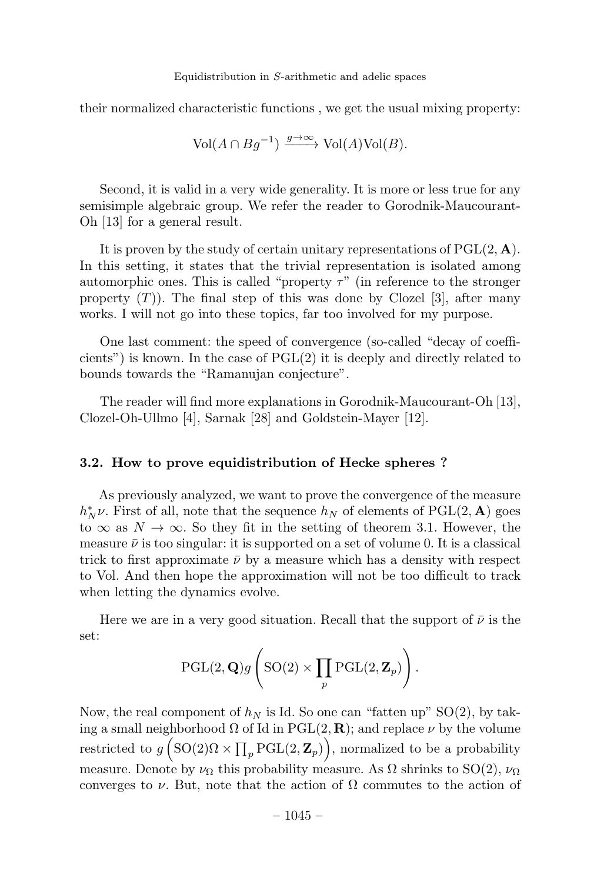their normalized characteristic functions , we get the usual mixing property:

$$\mathrm{Vol}(A \cap Bg^{-1}) \xrightarrow{g\to\infty} \mathrm{Vol}(A)\mathrm{Vol}(B).$$

Second, it is valid in a very wide generality. It is more or less true for any semisimple algebraic group. We refer the reader to Gorodnik-Maucourant-Oh [13] for a general result.

It is proven by the study of certain unitary representations of $\mathrm{PGL}(2, \mathbf{A})$. In this setting, it states that the trivial representation is isolated among automorphic ones. This is called "property $\tau$" (in reference to the stronger property $(T)$). The final step of this was done by Clozel [3], after many works. I will not go into these topics, far too involved for my purpose.

One last comment: the speed of convergence (so-called "decay of coefficients") is known. In the case of $\mathrm{PGL}(2)$ it is deeply and directly related to bounds towards the "Ramanujan conjecture".

The reader will find more explanations in Gorodnik-Maucourant-Oh [13], Clozel-Oh-Ullmo [4], Sarnak [28] and Goldstein-Mayer [12].

### 3.2. How to prove equidistribution of Hecke spheres ?

As previously analyzed, we want to prove the convergence of the measure $h_N^* \nu$. First of all, note that the sequence $h_N$ of elements of $\mathrm{PGL}(2, \mathbf{A})$ goes to $\infty$ as $N \to \infty$. So they fit in the setting of theorem 3.1. However, the measure $\bar{\nu}$ is too singular: it is supported on a set of volume 0. It is a classical trick to first approximate $\bar{\nu}$ by a measure which has a density with respect to Vol. And then hope the approximation will not be too difficult to track when letting the dynamics evolve.

Here we are in a very good situation. Recall that the support of $\bar{\nu}$ is the set:

$$\mathrm{PGL}(2, \mathbf{Q}) g \left( \mathrm{SO}(2) \times \prod_p \mathrm{PGL}(2, \mathbf{Z}_p) \right).$$

Now, the real component of $h_N$ is Id. So one can "fatten up" $\mathrm{SO}(2)$, by taking a small neighborhood $\Omega$ of Id in $\mathrm{PGL}(2, \mathbf{R})$; and replace $\nu$ by the volume restricted to $g\left(\mathrm{SO}(2)\Omega \times \prod_p \mathrm{PGL}(2, \mathbf{Z}_p)\right)$, normalized to be a probability measure. Denote by $\nu_\Omega$ this probability measure. As $\Omega$ shrinks to $\mathrm{SO}(2)$, $\nu_\Omega$ converges to $\nu$. But, note that the action of $\Omega$ commutes to the action of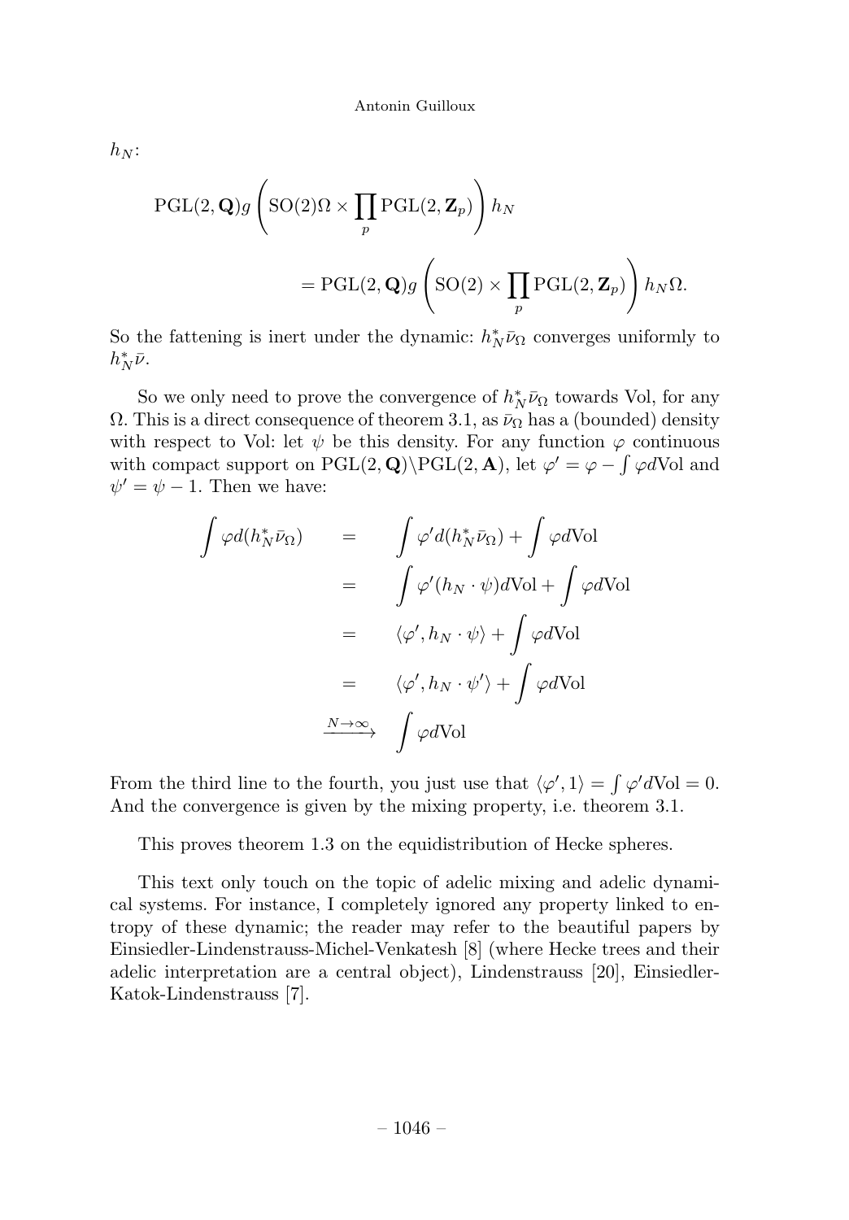$h_N$:

$$\mathrm{PGL}(2,\mathbf{Q})g\left(\mathrm{SO}(2)\Omega\times\prod_p \mathrm{PGL}(2,\mathbf{Z}_p)\right)h_N$$

$$=\mathrm{PGL}(2,\mathbf{Q})g\left(\mathrm{SO}(2)\times\prod_p \mathrm{PGL}(2,\mathbf{Z}_p)\right)h_N\Omega.$$

So the fattening is inert under the dynamic: $h_N^*\bar{\nu}_\Omega$ converges uniformly to $h_N^*\bar{\nu}$.

So we only need to prove the convergence of $h_N^*\bar{\nu}_\Omega$ towards Vol, for any $\Omega$. This is a direct consequence of theorem 3.1, as $\bar{\nu}_\Omega$ has a (bounded) density with respect to Vol: let $\psi$ be this density. For any function $\varphi$ continuous with compact support on $\mathrm{PGL}(2,\mathbf{Q})\backslash\mathrm{PGL}(2,\mathbf{A})$, let $\varphi'=\varphi-\int\varphi d\mathrm{Vol}$ and $\psi'=\psi-1$. Then we have:

$$\begin{aligned}
\int \varphi d(h_N^*\bar{\nu}_\Omega) &= \int \varphi' d(h_N^*\bar{\nu}_\Omega)+\int\varphi d\mathrm{Vol}\\
&= \int \varphi'(h_N\cdot\psi)d\mathrm{Vol}+\int\varphi d\mathrm{Vol}\\
&= \langle\varphi', h_N\cdot\psi\rangle+\int\varphi d\mathrm{Vol}\\
&= \langle\varphi', h_N\cdot\psi'\rangle+\int\varphi d\mathrm{Vol}\\
&\xrightarrow{N\to\infty} \int\varphi d\mathrm{Vol}
\end{aligned}$$

From the third line to the fourth, you just use that $\langle\varphi',1\rangle=\int\varphi' d\mathrm{Vol}=0$. And the convergence is given by the mixing property, i.e. theorem 3.1.

This proves theorem 1.3 on the equidistribution of Hecke spheres.

This text only touch on the topic of adelic mixing and adelic dynamical systems. For instance, I completely ignored any property linked to entropy of these dynamic; the reader may refer to the beautiful papers by Einsiedler-Lindenstrauss-Michel-Venkatesh [8] (where Hecke trees and their adelic interpretation are a central object), Lindenstrauss [20], Einsiedler-Katok-Lindenstrauss [7].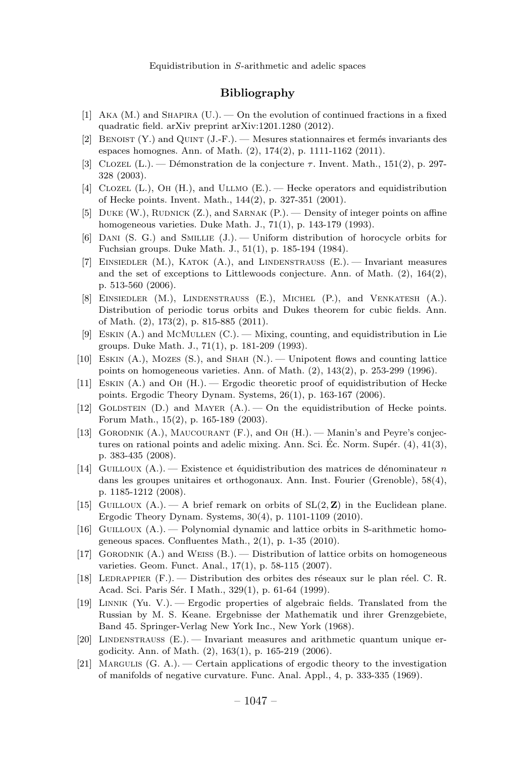## Bibliography

[1] Aka (M.) and Shapira (U.). — On the evolution of continued fractions in a fixed quadratic field. arXiv preprint arXiv:1201.1280 (2012).

[2] Benoist (Y.) and Quint (J.-F.). — Mesures stationnaires et fermés invariants des espaces homognes. Ann. of Math. (2), 174(2), p. 1111-1162 (2011).

[3] Clozel (L.). — Démonstration de la conjecture $\tau$. Invent. Math., 151(2), p. 297-328 (2003).

[4] Clozel (L.), Oh (H.), and Ullmo (E.). — Hecke operators and equidistribution of Hecke points. Invent. Math., 144(2), p. 327-351 (2001).

[5] Duke (W.), Rudnick (Z.), and Sarnak (P.). — Density of integer points on affine homogeneous varieties. Duke Math. J., 71(1), p. 143-179 (1993).

[6] Dani (S. G.) and Smillie (J.). — Uniform distribution of horocycle orbits for Fuchsian groups. Duke Math. J., 51(1), p. 185-194 (1984).

[7] Einsiedler (M.), Katok (A.), and Lindenstrauss (E.). — Invariant measures and the set of exceptions to Littlewoods conjecture. Ann. of Math. (2), 164(2), p. 513-560 (2006).

[8] Einsiedler (M.), Lindenstrauss (E.), Michel (P.), and Venkatesh (A.). Distribution of periodic torus orbits and Dukes theorem for cubic fields. Ann. of Math. (2), 173(2), p. 815-885 (2011).

[9] Eskin (A.) and McMullen (C.). — Mixing, counting, and equidistribution in Lie groups. Duke Math. J., 71(1), p. 181-209 (1993).

[10] Eskin (A.), Mozes (S.), and Shah (N.). — Unipotent flows and counting lattice points on homogeneous varieties. Ann. of Math. (2), 143(2), p. 253-299 (1996).

[11] Eskin (A.) and Oh (H.). — Ergodic theoretic proof of equidistribution of Hecke points. Ergodic Theory Dynam. Systems, 26(1), p. 163-167 (2006).

[12] Goldstein (D.) and Mayer (A.). — On the equidistribution of Hecke points. Forum Math., 15(2), p. 165-189 (2003).

[13] Gorodnik (A.), Maucourant (F.), and Oh (H.). — Manin's and Peyre's conjectures on rational points and adelic mixing. Ann. Sci. Éc. Norm. Supér. (4), 41(3), p. 383-435 (2008).

[14] Guilloux (A.). — Existence et équidistribution des matrices de dénominateur $n$ dans les groupes unitaires et orthogonaux. Ann. Inst. Fourier (Grenoble), 58(4), p. 1185-1212 (2008).

[15] Guilloux (A.). — A brief remark on orbits of $\mathrm{SL}(2, \mathbf{Z})$ in the Euclidean plane. Ergodic Theory Dynam. Systems, 30(4), p. 1101-1109 (2010).

[16] Guilloux (A.). — Polynomial dynamic and lattice orbits in S-arithmetic homogeneous spaces. Confluentes Math., 2(1), p. 1-35 (2010).

[17] Gorodnik (A.) and Weiss (B.). — Distribution of lattice orbits on homogeneous varieties. Geom. Funct. Anal., 17(1), p. 58-115 (2007).

[18] Ledrappier (F.). — Distribution des orbites des réseaux sur le plan réel. C. R. Acad. Sci. Paris Sér. I Math., 329(1), p. 61-64 (1999).

[19] Linnik (Yu. V.). — Ergodic properties of algebraic fields. Translated from the Russian by M. S. Keane. Ergebnisse der Mathematik und ihrer Grenzgebiete, Band 45. Springer-Verlag New York Inc., New York (1968).

[20] Lindenstrauss (E.). — Invariant measures and arithmetic quantum unique ergodicity. Ann. of Math. (2), 163(1), p. 165-219 (2006).

[21] Margulis (G. A.). — Certain applications of ergodic theory to the investigation of manifolds of negative curvature. Func. Anal. Appl., 4, p. 333-335 (1969).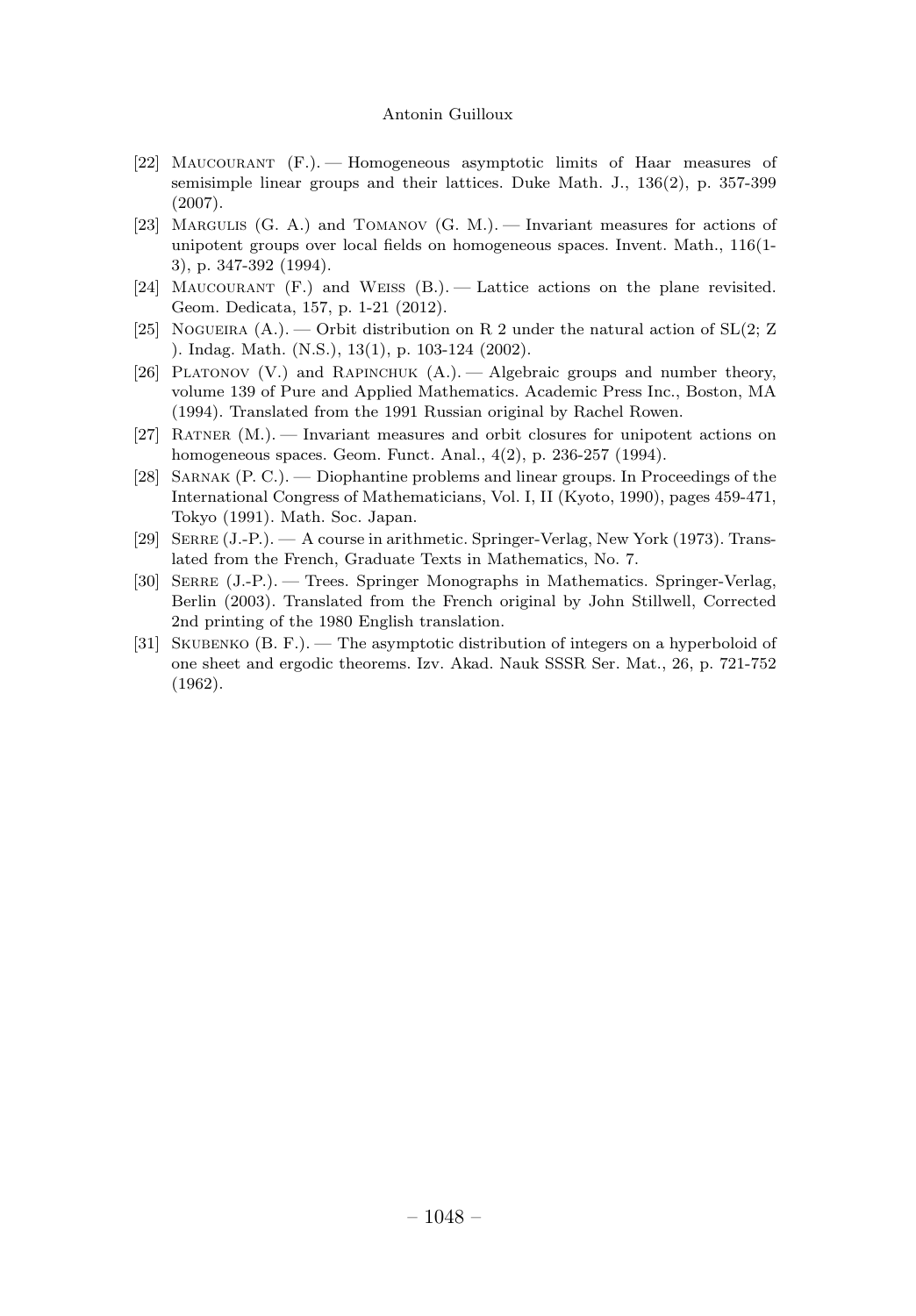[22] Maucourant (F.). — Homogeneous asymptotic limits of Haar measures of semisimple linear groups and their lattices. Duke Math. J., 136(2), p. 357-399 (2007).

[23] Margulis (G. A.) and Tomanov (G. M.). — Invariant measures for actions of unipotent groups over local fields on homogeneous spaces. Invent. Math., 116(1-3), p. 347-392 (1994).

[24] Maucourant (F.) and Weiss (B.). — Lattice actions on the plane revisited. Geom. Dedicata, 157, p. 1-21 (2012).

[25] Nogueira (A.). — Orbit distribution on R 2 under the natural action of SL(2; Z ). Indag. Math. (N.S.), 13(1), p. 103-124 (2002).

[26] Platonov (V.) and Rapinchuk (A.). — Algebraic groups and number theory, volume 139 of Pure and Applied Mathematics. Academic Press Inc., Boston, MA (1994). Translated from the 1991 Russian original by Rachel Rowen.

[27] Ratner (M.). — Invariant measures and orbit closures for unipotent actions on homogeneous spaces. Geom. Funct. Anal., 4(2), p. 236-257 (1994).

[28] Sarnak (P. C.). — Diophantine problems and linear groups. In Proceedings of the International Congress of Mathematicians, Vol. I, II (Kyoto, 1990), pages 459-471, Tokyo (1991). Math. Soc. Japan.

[29] Serre (J.-P.). — A course in arithmetic. Springer-Verlag, New York (1973). Translated from the French, Graduate Texts in Mathematics, No. 7.

[30] Serre (J.-P.). — Trees. Springer Monographs in Mathematics. Springer-Verlag, Berlin (2003). Translated from the French original by John Stillwell, Corrected 2nd printing of the 1980 English translation.

[31] Skubenko (B. F.). — The asymptotic distribution of integers on a hyperboloid of one sheet and ergodic theorems. Izv. Akad. Nauk SSSR Ser. Mat., 26, p. 721-752 (1962).